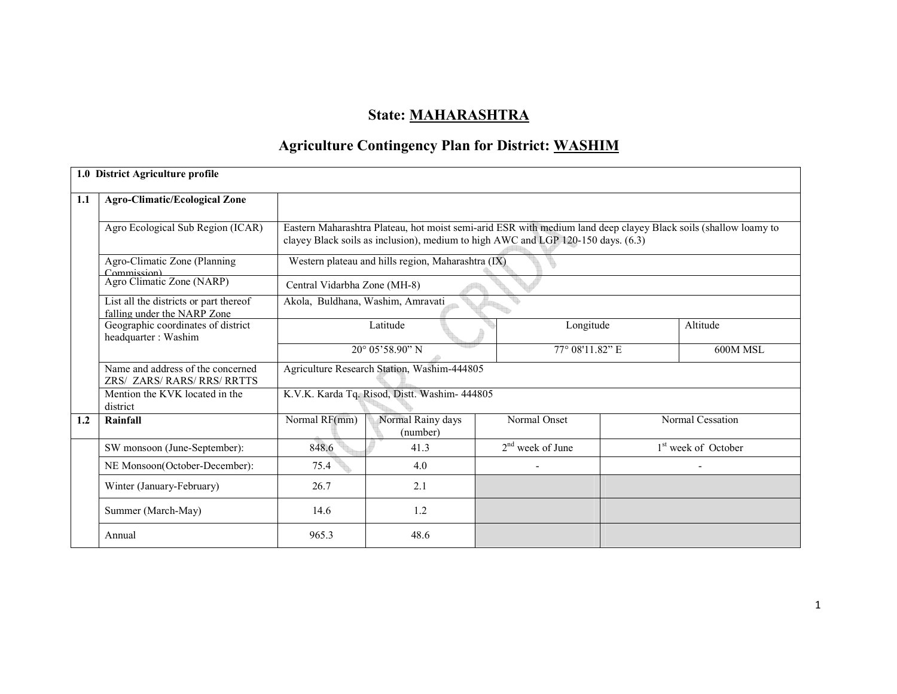# State: MAHARASHTRA

## Agriculture Contingency Plan for District: WASHIM

| 1.0 District Agriculture profile | | | | | | |
|---|---|---|---|---|---|---|
| **1.1** | **Agro-Climatic/Ecological Zone** | | | | | |
| | Agro Ecological Sub Region (ICAR) | Eastern Maharashtra Plateau, hot moist semi-arid ESR with medium land deep clayey Black soils (shallow loamy to clayey Black soils as inclusion), medium to high AWC and LGP 120-150 days. (6.3) | | | | |
| | Agro-Climatic Zone (Planning Commission) | Western plateau and hills region, Maharashtra (IX) | | | | |
| | Agro Climatic Zone (NARP) | Central Vidarbha Zone (MH-8) | | | | |
| | List all the districts or part thereof falling under the NARP Zone | Akola, Buldhana, Washim, Amravati | | | | |
| | Geographic coordinates of district headquarter : Washim | Latitude | | Longitude | Altitude | |
| | | 20° 05'58.90" N | | 77° 08'11.82" E | 600M MSL | |
| | Name and address of the concerned ZRS/ ZARS/ RARS/ RRS/ RRTTS | Agriculture Research Station, Washim-444805 | | | | |
| | Mention the KVK located in the district | K.V.K. Karda Tq. Risod, Distt. Washim- 444805 | | | | |
| **1.2** | **Rainfall** | Normal RF(mm) | Normal Rainy days (number) | Normal Onset | Normal Cessation | |
| | SW monsoon (June-September): | 848.6 | 41.3 | 2nd week of June | 1st week of October | |
| | NE Monsoon(October-December): | 75.4 | 4.0 | - | - | |
| | Winter (January-February) | 26.7 | 2.1 | | | |
| | Summer (March-May) | 14.6 | 1.2 | | | |
| | Annual | 965.3 | 48.6 | | | |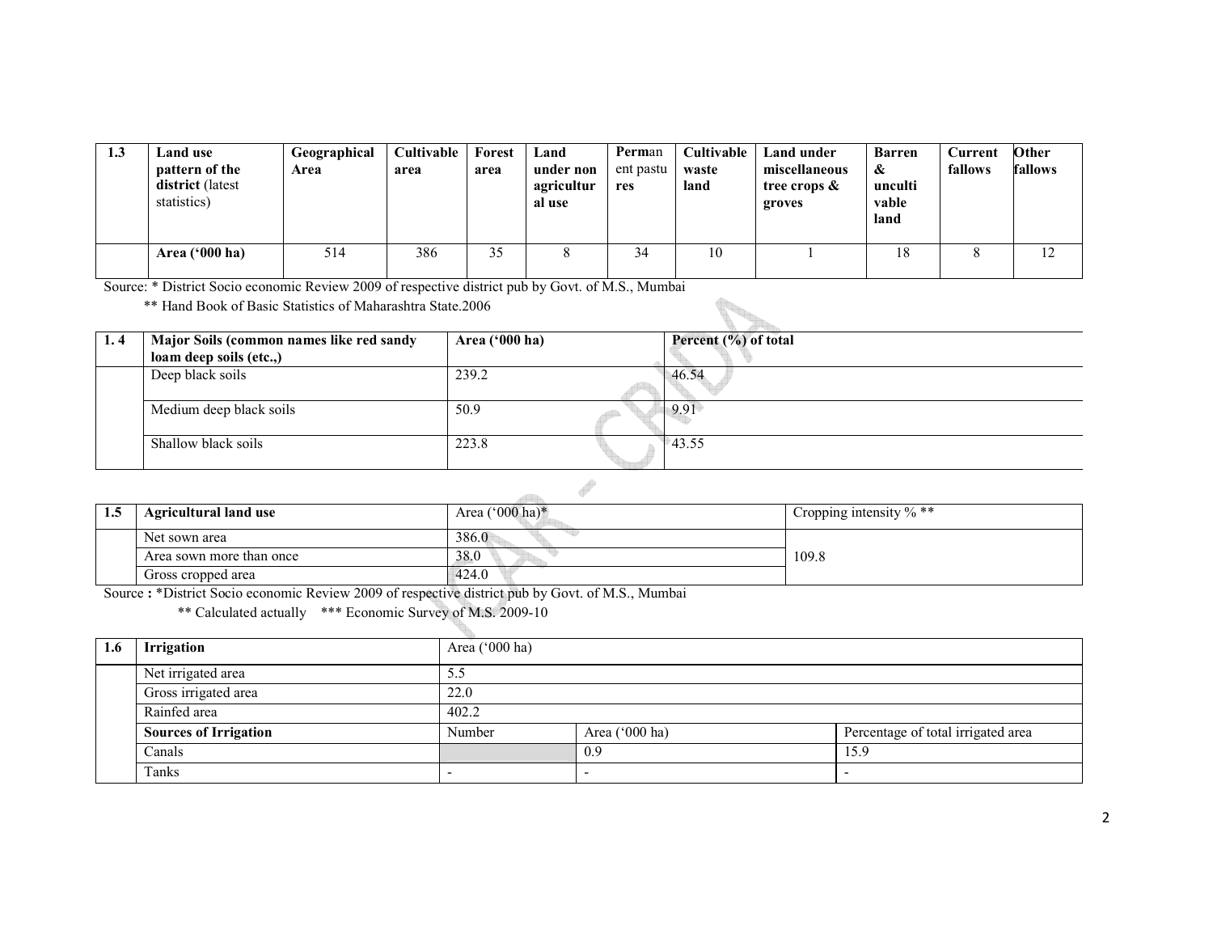| 1.3 | Land use pattern of the district (latest statistics) | Geographical Area | Cultivable area | Forest area | Land under non agricultural use | Permanent pastures | Cultivable waste land | Land under miscellaneous tree crops & groves | Barren & unculti vable land | Current fallows | Other fallows |
|---|---|---|---|---|---|---|---|---|---|---|---|
| | **Area ('000 ha)** | 514 | 386 | 35 | 8 | 34 | 10 | 1 | 18 | 8 | 12 |

Source: * District Socio economic Review 2009 of respective district pub by Govt. of M.S., Mumbai

** Hand Book of Basic Statistics of Maharashtra State.2006

| 1. 4 | Major Soils (common names like red sandy loam deep soils (etc.,) | Area ('000 ha) | Percent (%) of total |
|---|---|---|---|
| | Deep black soils | 239.2 | 46.54 |
| | Medium deep black soils | 50.9 | 9.91 |
| | Shallow black soils | 223.8 | 43.55 |

| 1.5 | Agricultural land use | Area ('000 ha)* | Cropping intensity % ** |
|---|---|---|---|
| | Net sown area | 386.0 | 109.8 |
| | Area sown more than once | 38.0 | |
| | Gross cropped area | 424.0 | |

Source : *District Socio economic Review 2009 of respective district pub by Govt. of M.S., Mumbai

** Calculated actually *** Economic Survey of M.S. 2009-10

| 1.6 | Irrigation | Area ('000 ha) | | |
|---|---|---|---|---|
| | Net irrigated area | 5.5 | | |
| | Gross irrigated area | 22.0 | | |
| | Rainfed area | 402.2 | | |
| | **Sources of Irrigation** | Number | Area ('000 ha) | Percentage of total irrigated area |
| | Canals | | 0.9 | 15.9 |
| | Tanks | - | - | - |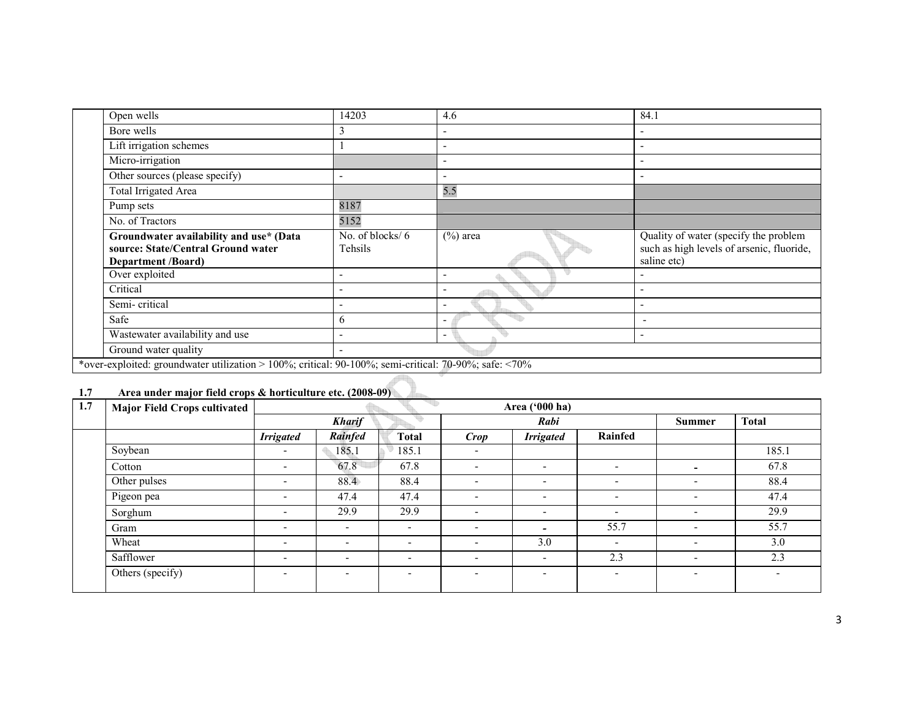| | | | | |
|---|---|---|---|---|
| | Open wells | 14203 | 4.6 | 84.1 |
| | Bore wells | 3 | - | - |
| | Lift irrigation schemes | 1 | - | - |
| | Micro-irrigation | | - | - |
| | Other sources (please specify) | - | - | - |
| | Total Irrigated Area | | 5.5 | |
| | Pump sets | 8187 | | |
| | No. of Tractors | 5152 | | |
| | **Groundwater availability and use* (Data source: State/Central Ground water Department /Board)** | No. of blocks/ 6 Tehsils | (%) area | Quality of water (specify the problem such as high levels of arsenic, fluoride, saline etc) |
| | Over exploited | - | - | - |
| | Critical | - | - | - |
| | Semi- critical | - | - | - |
| | Safe | 6 | - | - |
| | Wastewater availability and use | - | - | - |
| | Ground water quality | - | | |

*over-exploited: groundwater utilization > 100%; critical: 90-100%; semi-critical: 70-90%; safe: <70%

**1.7 Area under major field crops & horticulture etc. (2008-09)**

| 1.7 | Major Field Crops cultivated | Area ('000 ha) | | | | | | | |
|---|---|---|---|---|---|---|---|---|---|
| | | *Kharif* | | | *Rabi* | | | Summer | Total |
| | | *Irrigated* | *Rainfed* | Total | *Crop* | *Irrigated* | Rainfed | | |
| | Soybean | - | 185.1 | 185.1 | - | | | | 185.1 |
| | Cotton | - | 67.8 | 67.8 | - | - | - | - | 67.8 |
| | Other pulses | - | 88.4 | 88.4 | - | - | - | - | 88.4 |
| | Pigeon pea | - | 47.4 | 47.4 | - | - | - | - | 47.4 |
| | Sorghum | - | 29.9 | 29.9 | - | - | - | - | 29.9 |
| | Gram | - | - | - | - | - | 55.7 | - | 55.7 |
| | Wheat | - | - | - | - | 3.0 | - | - | 3.0 |
| | Safflower | - | - | - | - | - | 2.3 | - | 2.3 |
| | Others (specify) | - | - | - | - | - | - | - | - |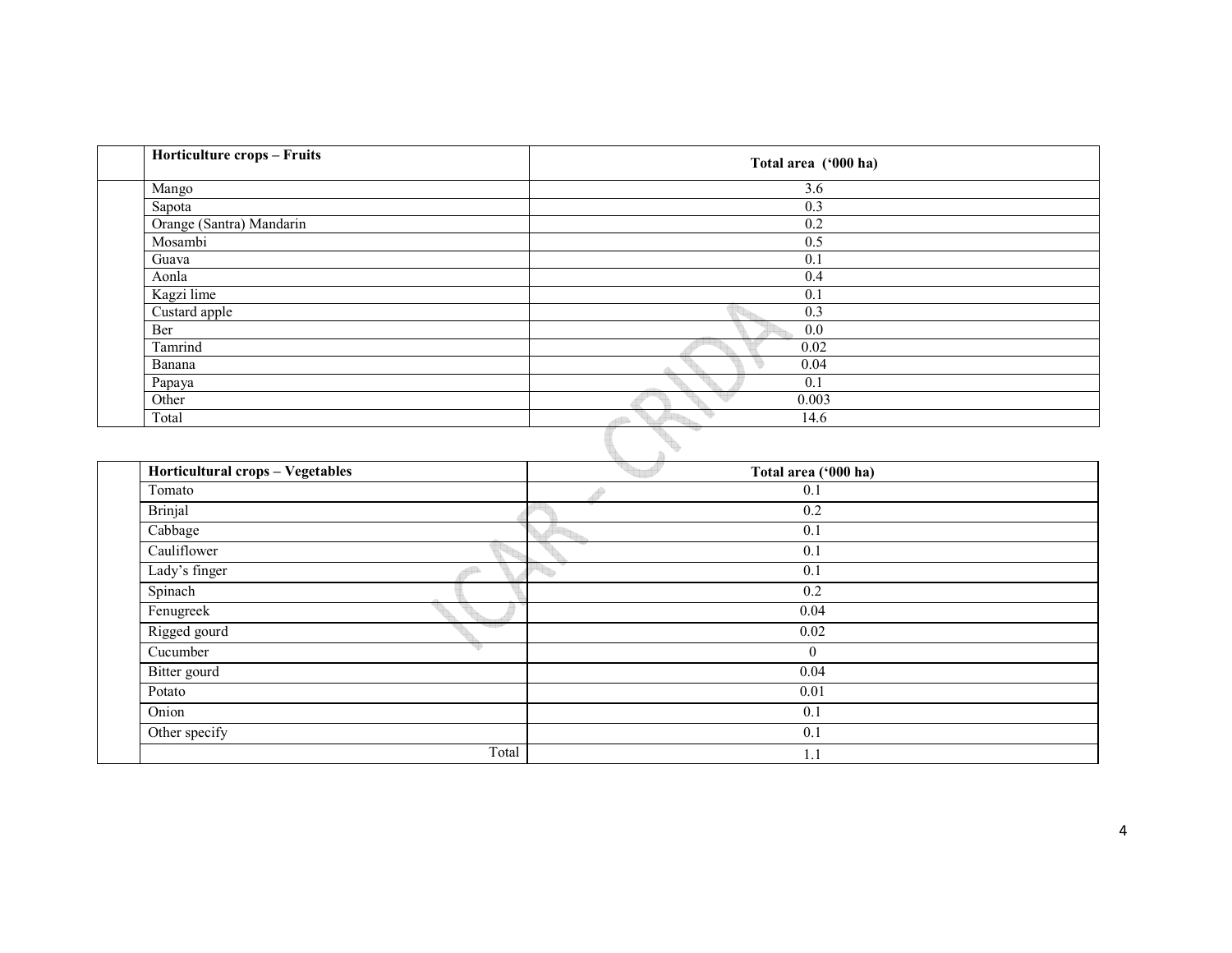|  | Horticulture crops – Fruits | Total area ('000 ha) |
|---|---|---|
|  | Mango | 3.6 |
|  | Sapota | 0.3 |
|  | Orange (Santra) Mandarin | 0.2 |
|  | Mosambi | 0.5 |
|  | Guava | 0.1 |
|  | Aonla | 0.4 |
|  | Kagzi lime | 0.1 |
|  | Custard apple | 0.3 |
|  | Ber | 0.0 |
|  | Tamrind | 0.02 |
|  | Banana | 0.04 |
|  | Papaya | 0.1 |
|  | Other | 0.003 |
|  | Total | 14.6 |

|  | Horticultural crops – Vegetables | Total area ('000 ha) |
|---|---|---|
|  | Tomato | 0.1 |
|  | Brinjal | 0.2 |
|  | Cabbage | 0.1 |
|  | Cauliflower | 0.1 |
|  | Lady's finger | 0.1 |
|  | Spinach | 0.2 |
|  | Fenugreek | 0.04 |
|  | Rigged gourd | 0.02 |
|  | Cucumber | 0 |
|  | Bitter gourd | 0.04 |
|  | Potato | 0.01 |
|  | Onion | 0.1 |
|  | Other specify | 0.1 |
|  | Total | 1.1 |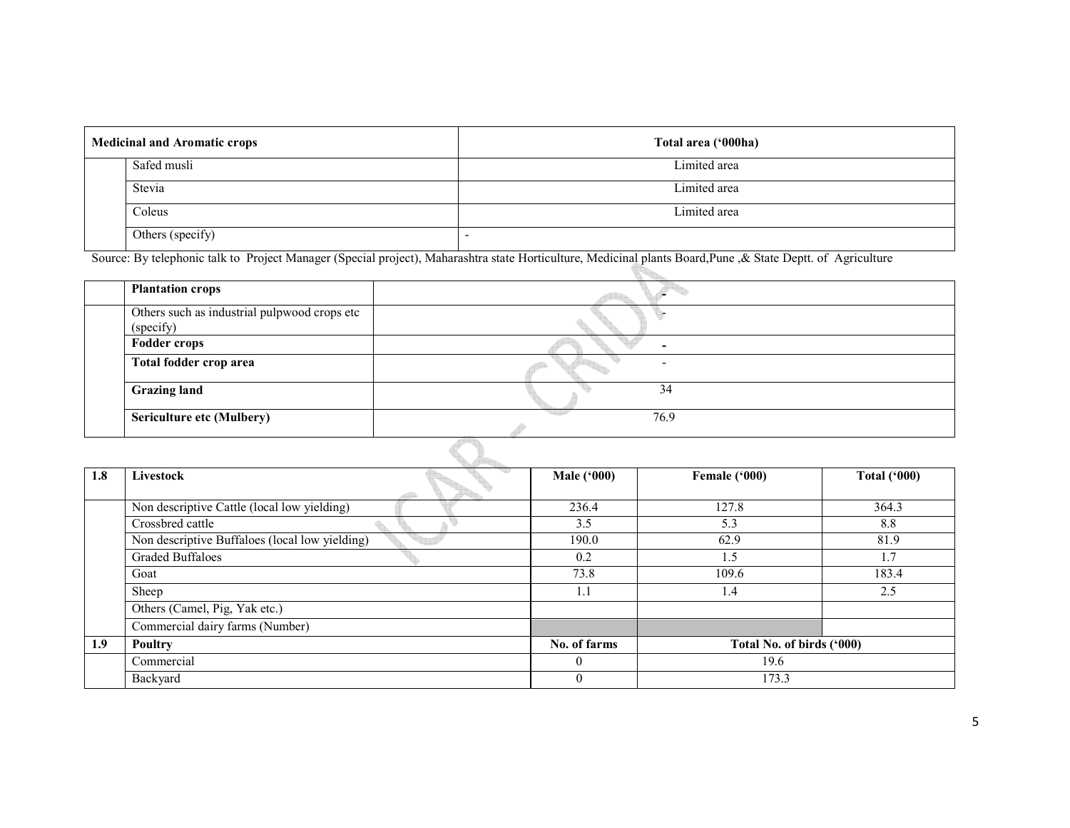| Medicinal and Aromatic crops | | Total area ('000ha) |
|---|---|---|
| | Safed musli | Limited area |
| | Stevia | Limited area |
| | Coleus | Limited area |
| | Others (specify) | - |

Source: By telephonic talk to Project Manager (Special project), Maharashtra state Horticulture, Medicinal plants Board,Pune ,& State Deptt. of Agriculture

| | | |
|---|---|---|
| | **Plantation crops** | - |
| | Others such as industrial pulpwood crops etc (specify) | - |
| | **Fodder crops** | - |
| | **Total fodder crop area** | - |
| | **Grazing land** | 34 |
| | **Sericulture etc (Mulberry)** | 76.9 |

| 1.8 | Livestock | Male ('000) | Female ('000) | Total ('000) |
|---|---|---|---|---|
| | Non descriptive Cattle (local low yielding) | 236.4 | 127.8 | 364.3 |
| | Crossbred cattle | 3.5 | 5.3 | 8.8 |
| | Non descriptive Buffaloes (local low yielding) | 190.0 | 62.9 | 81.9 |
| | Graded Buffaloes | 0.2 | 1.5 | 1.7 |
| | Goat | 73.8 | 109.6 | 183.4 |
| | Sheep | 1.1 | 1.4 | 2.5 |
| | Others (Camel, Pig, Yak etc.) | | | |
| | Commercial dairy farms (Number) | | | |
| **1.9** | **Poultry** | **No. of farms** | **Total No. of birds ('000)** | |
| | Commercial | 0 | 19.6 | |
| | Backyard | 0 | 173.3 | |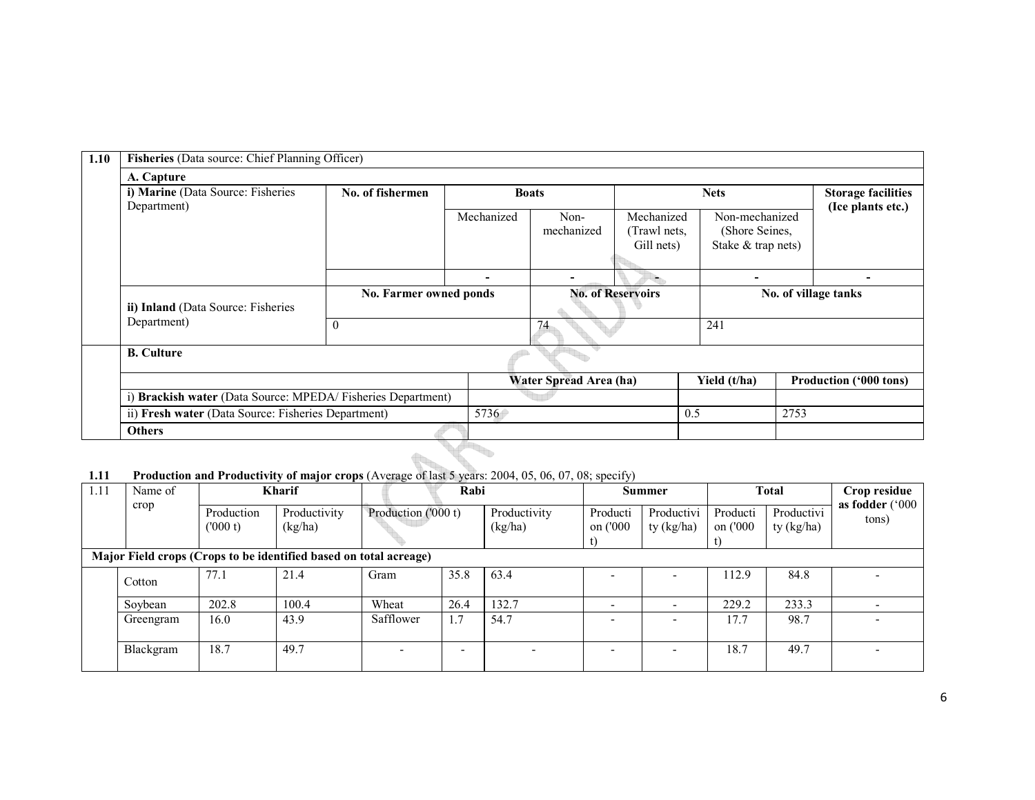| 1.10 | **Fisheries** (Data source: Chief Planning Officer) | | | | | | |
|---|---|---|---|---|---|---|---|
| | **A. Capture** | | | | | | |
| | **i) Marine** (Data Source: Fisheries Department) | **No. of fishermen** | **Boats** | | **Nets** | | **Storage facilities (Ice plants etc.)** |
| | | | Mechanized | Non-mechanized | Mechanized (Trawl nets, Gill nets) | Non-mechanized (Shore Seines, Stake & trap nets) | |
| | | | - | - | - | - | - |
| | **ii) Inland** (Data Source: Fisheries Department) | **No. Farmer owned ponds** | | **No. of Reservoirs** | | **No. of village tanks** | |
| | | 0 | | 74 | | 241 | |

| | **B. Culture** | | | |
|---|---|---|---|---|
| | | **Water Spread Area (ha)** | **Yield (t/ha)** | **Production ('000 tons)** |
| | i) **Brackish water** (Data Source: MPEDA/ Fisheries Department) | | | |
| | ii) **Fresh water** (Data Source: Fisheries Department) | 5736 | 0.5 | 2753 |
| | **Others** | | | |

**1.11 Production and Productivity of major crops** (Average of last 5 years: 2004, 05, 06, 07, 08; specify)

| 1.11 | Name of crop | **Kharif** | | **Rabi** | | | **Summer** | | **Total** | | **Crop residue as fodder ('000 tons)** |
|---|---|---|---|---|---|---|---|---|---|---|---|
| | | Production ('000 t) | Productivity (kg/ha) | Production ('000 t) | | Productivity (kg/ha) | Production ('000 t) | Productivity (kg/ha) | Production ('000 t) | Productivity (kg/ha) | |
| **Major Field crops (Crops to be identified based on total acreage)** | | | | | | | | | | | |
| | Cotton | 77.1 | 21.4 | Gram | 35.8 | 63.4 | - | - | 112.9 | 84.8 | - |
| | Soybean | 202.8 | 100.4 | Wheat | 26.4 | 132.7 | - | - | 229.2 | 233.3 | - |
| | Greengram | 16.0 | 43.9 | Safflower | 1.7 | 54.7 | - | - | 17.7 | 98.7 | - |
| | Blackgram | 18.7 | 49.7 | - | - | - | - | - | 18.7 | 49.7 | - |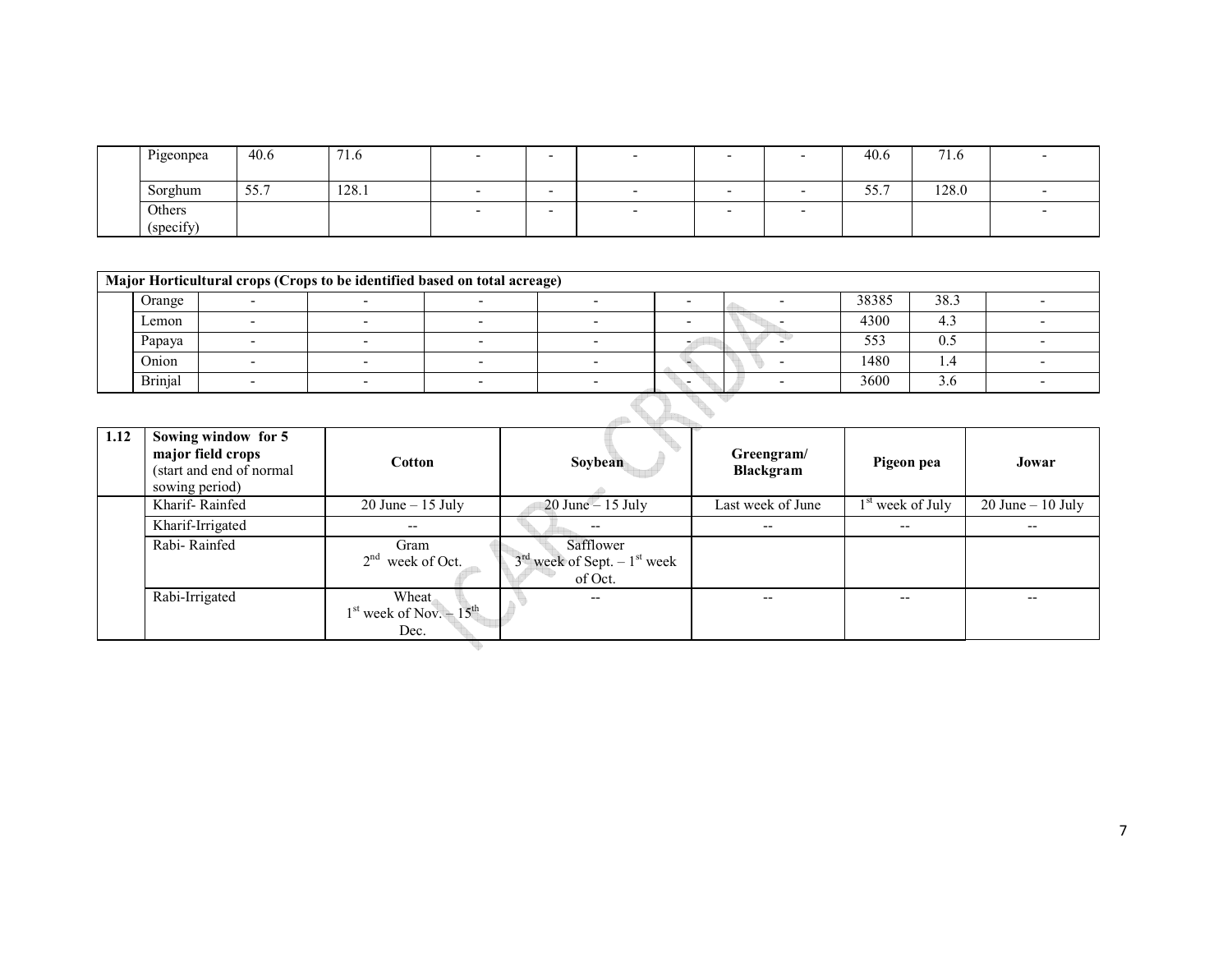| | Pigeonpea | 40.6 | 71.6 | - | - | - | - | - | 40.6 | 71.6 | - |
|---|---|---|---|---|---|---|---|---|---|---|---|
| | Sorghum | 55.7 | 128.1 | - | - | - | - | - | 55.7 | 128.0 | - |
| | Others (specify) | | | - | - | - | - | - | | | - |

| Major Horticultural crops (Crops to be identified based on total acreage) | | | | | | | | | | |
|---|---|---|---|---|---|---|---|---|---|---|
| | Orange | - | - | - | - | - | - | 38385 | 38.3 | - |
| | Lemon | - | - | - | - | - | - | 4300 | 4.3 | - |
| | Papaya | - | - | - | - | - | - | 553 | 0.5 | - |
| | Onion | - | - | - | - | - | - | 1480 | 1.4 | - |
| | Brinjal | - | - | - | - | - | - | 3600 | 3.6 | - |

| 1.12 | Sowing window for 5 major field crops (start and end of normal sowing period) | Cotton | Soybean | Greengram/ Blackgram | Pigeon pea | Jowar |
|---|---|---|---|---|---|---|
| | Kharif- Rainfed | 20 June – 15 July | 20 June – 15 July | Last week of June | 1st week of July | 20 June – 10 July |
| | Kharif-Irrigated | -- | -- | -- | -- | -- |
| | Rabi- Rainfed | Gram 2nd week of Oct. | Safflower 3rd week of Sept. – 1st week of Oct. | | | |
| | Rabi-Irrigated | Wheat 1st week of Nov. – 15th Dec. | -- | -- | -- | -- |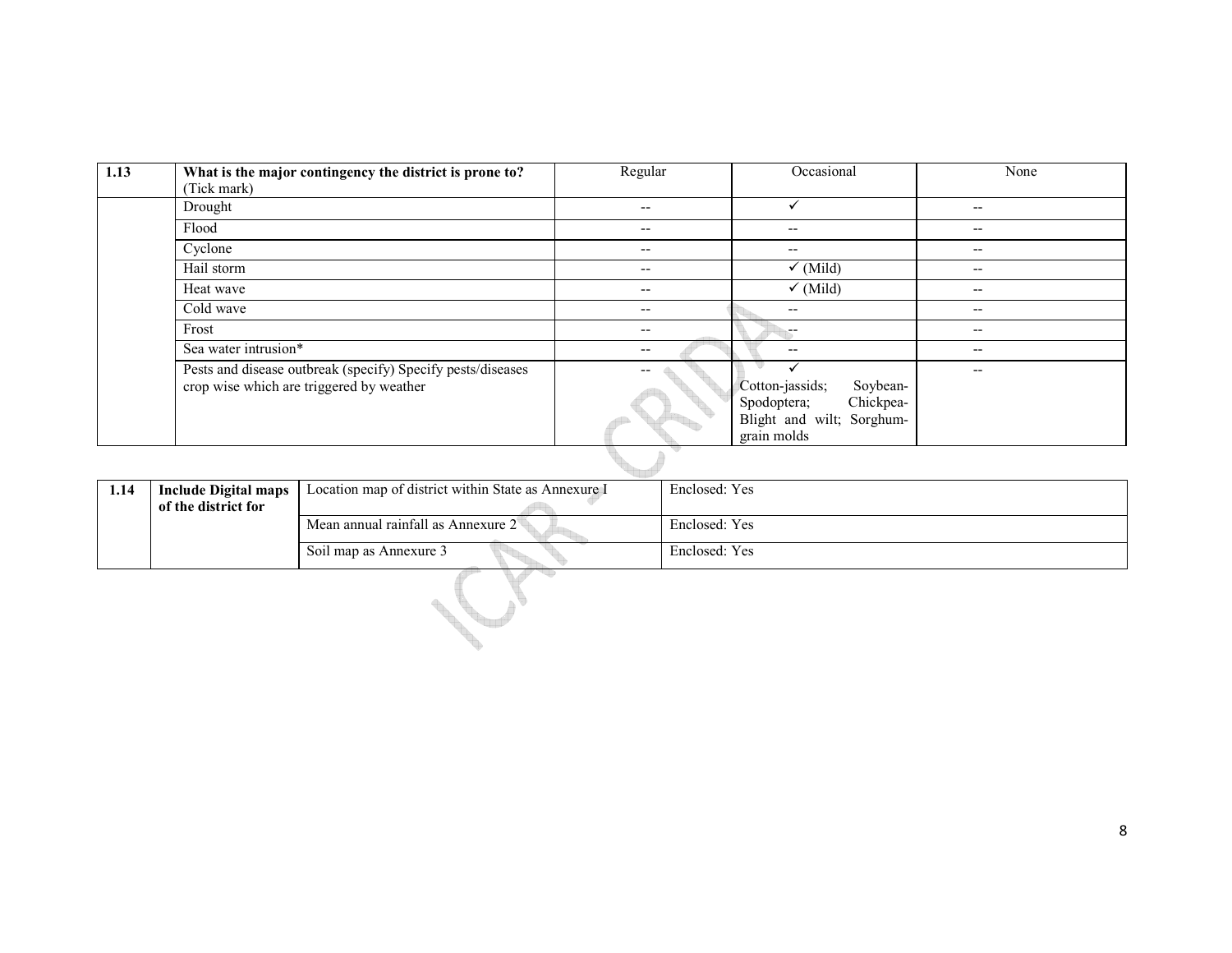| 1.13 | What is the major contingency the district is prone to? (Tick mark) | Regular | Occasional | None |
|---|---|---|---|---|
| | Drought | -- | ✓ | -- |
| | Flood | -- | -- | -- |
| | Cyclone | -- | -- | -- |
| | Hail storm | -- | ✓ (Mild) | -- |
| | Heat wave | -- | ✓ (Mild) | -- |
| | Cold wave | -- | -- | -- |
| | Frost | -- | -- | -- |
| | Sea water intrusion* | -- | -- | -- |
| | Pests and disease outbreak (specify) Specify pests/diseases crop wise which are triggered by weather | -- | ✓ Cotton-jassids; Soybean-Spodoptera; Chickpea-Blight and wilt; Sorghum-grain molds | -- |

| 1.14 | Include Digital maps of the district for | Location map of district within State as Annexure I | Enclosed: Yes |
|---|---|---|---|
| | | Mean annual rainfall as Annexure 2 | Enclosed: Yes |
| | | Soil map as Annexure 3 | Enclosed: Yes |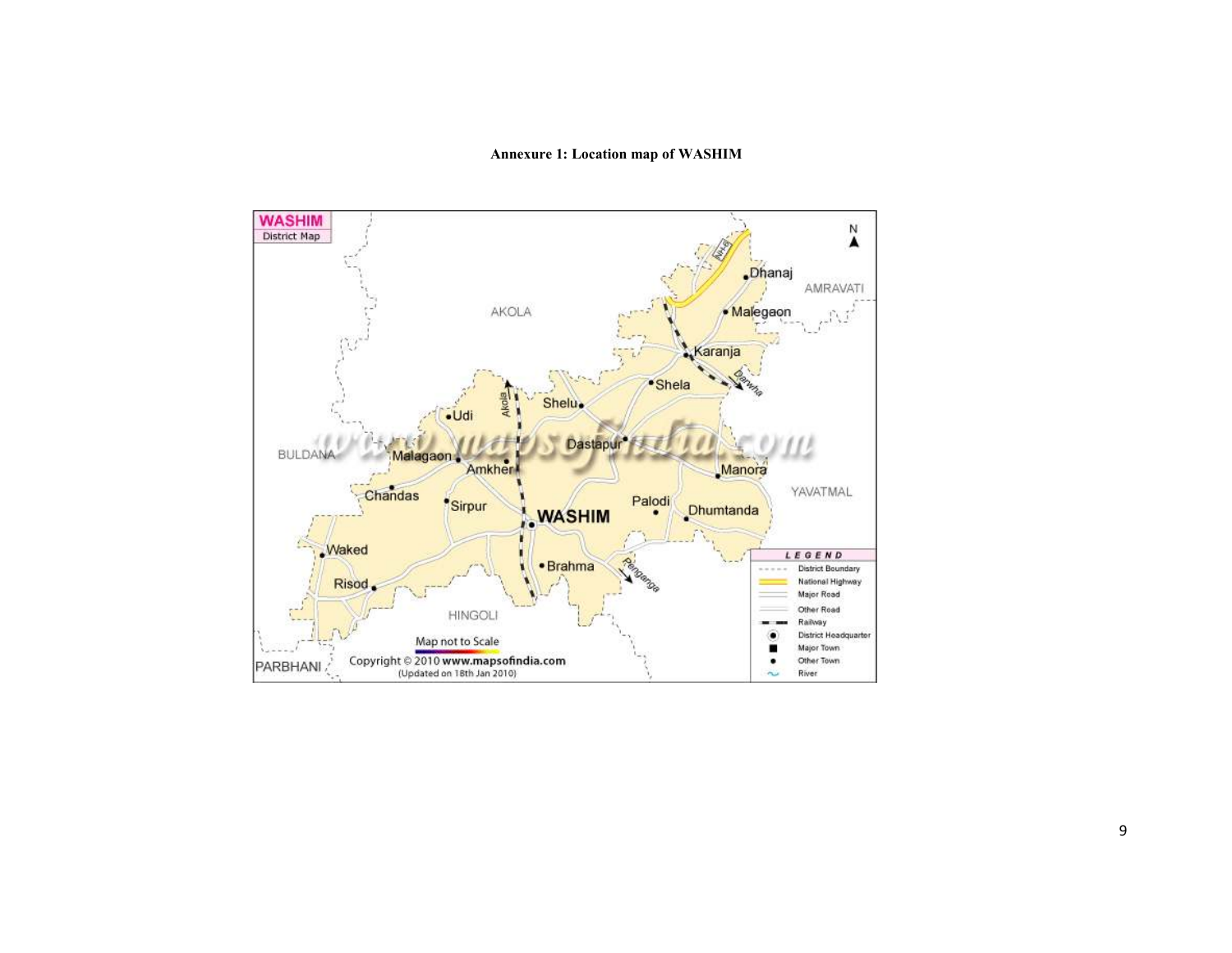**Annexure 1: Location map of WASHIM**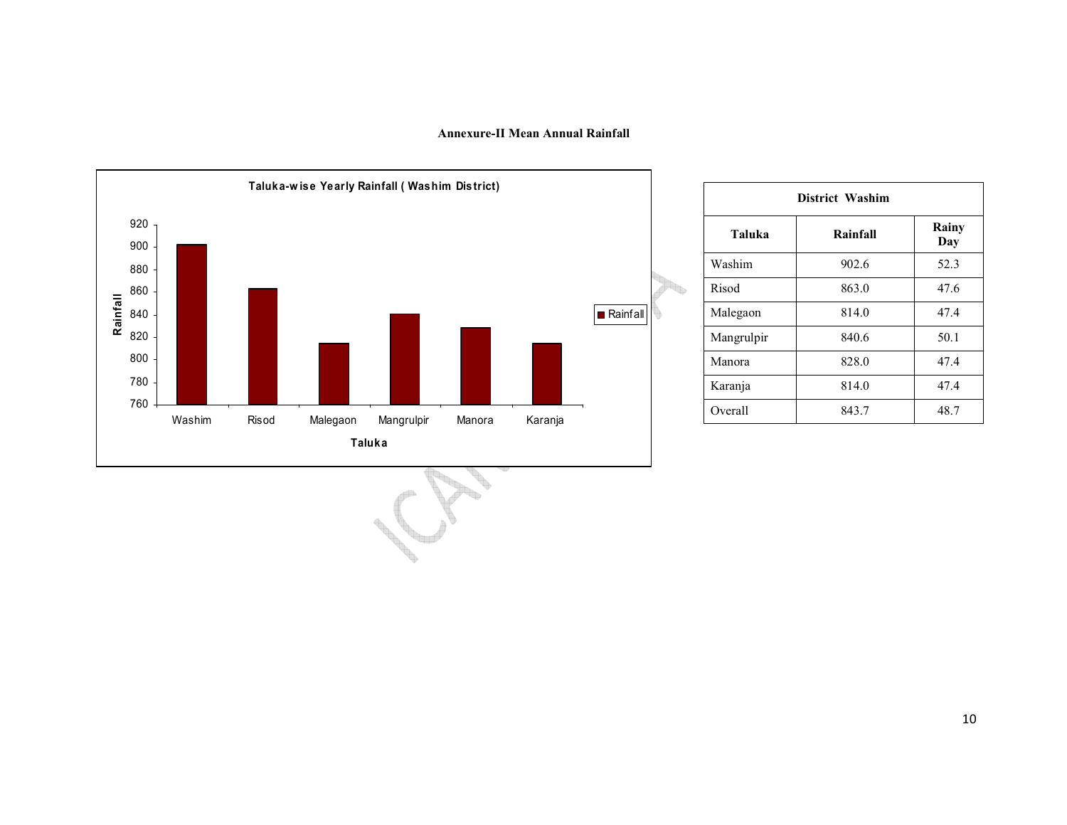**Annexure-II Mean Annual Rainfall**

| District Washim | | |
|---|---|---|
| **Taluka** | **Rainfall** | **Rainy Day** |
| Washim | 902.6 | 52.3 |
| Risod | 863.0 | 47.6 |
| Malegaon | 814.0 | 47.4 |
| Mangrulpir | 840.6 | 50.1 |
| Manora | 828.0 | 47.4 |
| Karanja | 814.0 | 47.4 |
| Overall | 843.7 | 48.7 |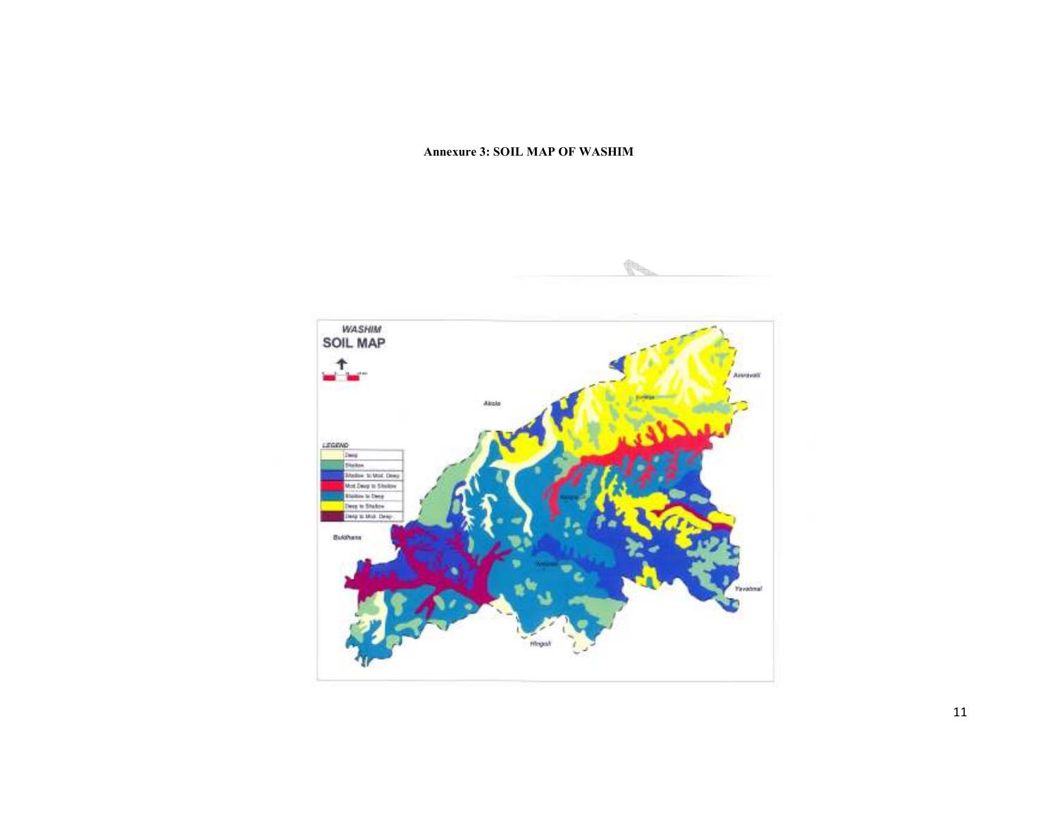**Annexure 3: SOIL MAP OF WASHIM**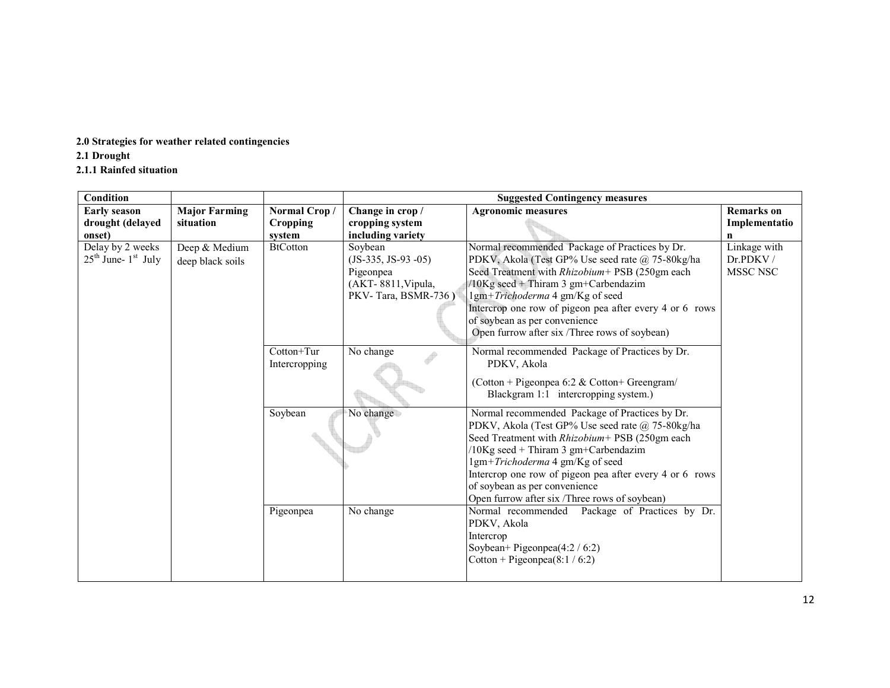**2.0 Strategies for weather related contingencies**

**2.1 Drought**

**2.1.1 Rainfed situation**

| Condition | | | Suggested Contingency measures | | |
|---|---|---|---|---|---|
| **Early season drought (delayed onset)** | **Major Farming situation** | **Normal Crop / Cropping system** | **Change in crop / cropping system including variety** | **Agronomic measures** | **Remarks on Implementation** |
| Delay by 2 weeks 25th June- 1st July | Deep & Medium deep black soils | BtCotton | Soybean (JS-335, JS-93 -05) Pigeonpea (AKT- 8811,Vipula, PKV- Tara, BSMR-736 ) | Normal recommended Package of Practices by Dr. PDKV, Akola (Test GP% Use seed rate @ 75-80kg/ha Seed Treatment with *Rhizobium*+ PSB (250gm each /10Kg seed + Thiram 3 gm+Carbendazim 1gm+*Trichoderma* 4 gm/Kg of seed<br>Intercrop one row of pigeon pea after every 4 or 6 rows of soybean as per convenience<br>Open furrow after six /Three rows of soybean) | Linkage with Dr.PDKV / MSSC NSC |
| | | Cotton+Tur Intercropping | No change | Normal recommended Package of Practices by Dr. PDKV, Akola<br>(Cotton + Pigeonpea 6:2 & Cotton+ Greengram/ Blackgram 1:1 intercropping system.) | |
| | | Soybean | No change | Normal recommended Package of Practices by Dr. PDKV, Akola (Test GP% Use seed rate @ 75-80kg/ha Seed Treatment with *Rhizobium*+ PSB (250gm each /10Kg seed + Thiram 3 gm+Carbendazim 1gm+*Trichoderma* 4 gm/Kg of seed<br>Intercrop one row of pigeon pea after every 4 or 6 rows of soybean as per convenience<br>Open furrow after six /Three rows of soybean) | |
| | | Pigeonpea | No change | Normal recommended Package of Practices by Dr. PDKV, Akola<br>Intercrop<br>Soybean+ Pigeonpea(4:2 / 6:2)<br>Cotton + Pigeonpea(8:1 / 6:2) | |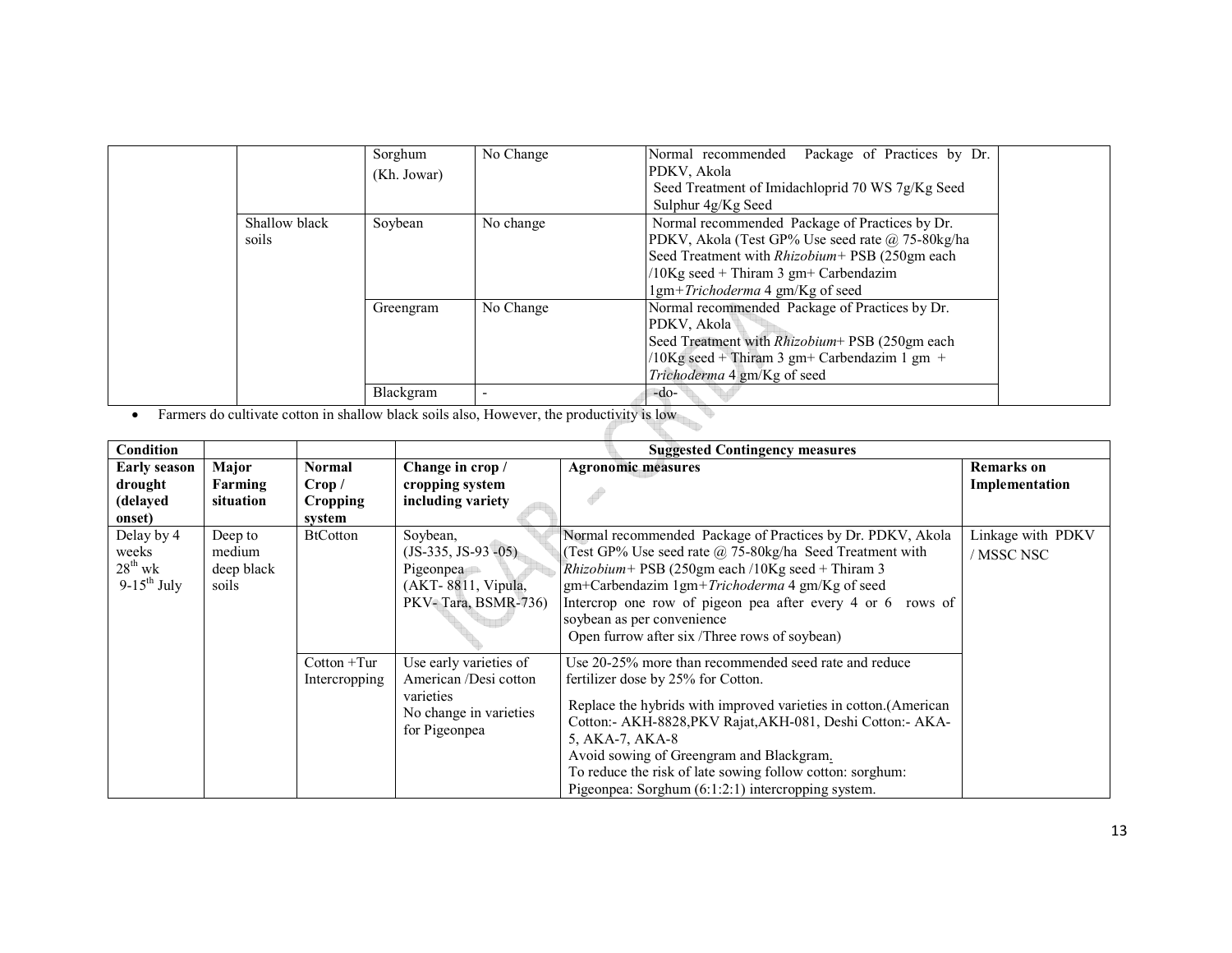| | | | | | |
|---|---|---|---|---|---|
| | | Sorghum (Kh. Jowar) | No Change | Normal recommended Package of Practices by Dr. PDKV, Akola<br>Seed Treatment of Imidachloprid 70 WS 7g/Kg Seed<br>Sulphur 4g/Kg Seed | |
| | Shallow black soils | Soybean | No change | Normal recommended Package of Practices by Dr. PDKV, Akola (Test GP% Use seed rate @ 75-80kg/ha<br>Seed Treatment with *Rhizobium*+ PSB (250gm each /10Kg seed + Thiram 3 gm+ Carbendazim 1gm+*Trichoderma* 4 gm/Kg of seed | |
| | | Greengram | No Change | Normal recommended Package of Practices by Dr. PDKV, Akola<br>Seed Treatment with *Rhizobium*+ PSB (250gm each /10Kg seed + Thiram 3 gm+ Carbendazim 1 gm + *Trichoderma* 4 gm/Kg of seed | |
| | | Blackgram | - | -do- | |

- Farmers do cultivate cotton in shallow black soils also, However, the productivity is low

| Condition | | | Suggested Contingency measures | | |
|---|---|---|---|---|---|
| **Early season drought (delayed onset)** | **Major Farming situation** | **Normal Crop / Cropping system** | **Change in crop / cropping system including variety** | **Agronomic measures** | **Remarks on Implementation** |
| Delay by 4 weeks<br>$28^{th}$ wk<br>9-$15^{th}$ July | Deep to medium deep black soils | BtCotton | Soybean, (JS-335, JS-93 -05)<br>Pigeonpea (AKT- 8811, Vipula, PKV- Tara, BSMR-736) | Normal recommended Package of Practices by Dr. PDKV, Akola (Test GP% Use seed rate @ 75-80kg/ha Seed Treatment with *Rhizobium*+ PSB (250gm each /10Kg seed + Thiram 3 gm+Carbendazim 1gm+*Trichoderma* 4 gm/Kg of seed<br>Intercrop one row of pigeon pea after every 4 or 6 rows of soybean as per convenience<br>Open furrow after six /Three rows of soybean) | Linkage with PDKV / MSSC NSC |
| | | Cotton +Tur Intercropping | Use early varieties of American /Desi cotton varieties<br>No change in varieties for Pigeonpea | Use 20-25% more than recommended seed rate and reduce fertilizer dose by 25% for Cotton.<br>Replace the hybrids with improved varieties in cotton.(American Cotton:- AKH-8828,PKV Rajat,AKH-081, Deshi Cotton:- AKA-5, AKA-7, AKA-8<br>Avoid sowing of Greengram and Blackgram.<br>To reduce the risk of late sowing follow cotton: sorghum: Pigeonpea: Sorghum (6:1:2:1) intercropping system. | |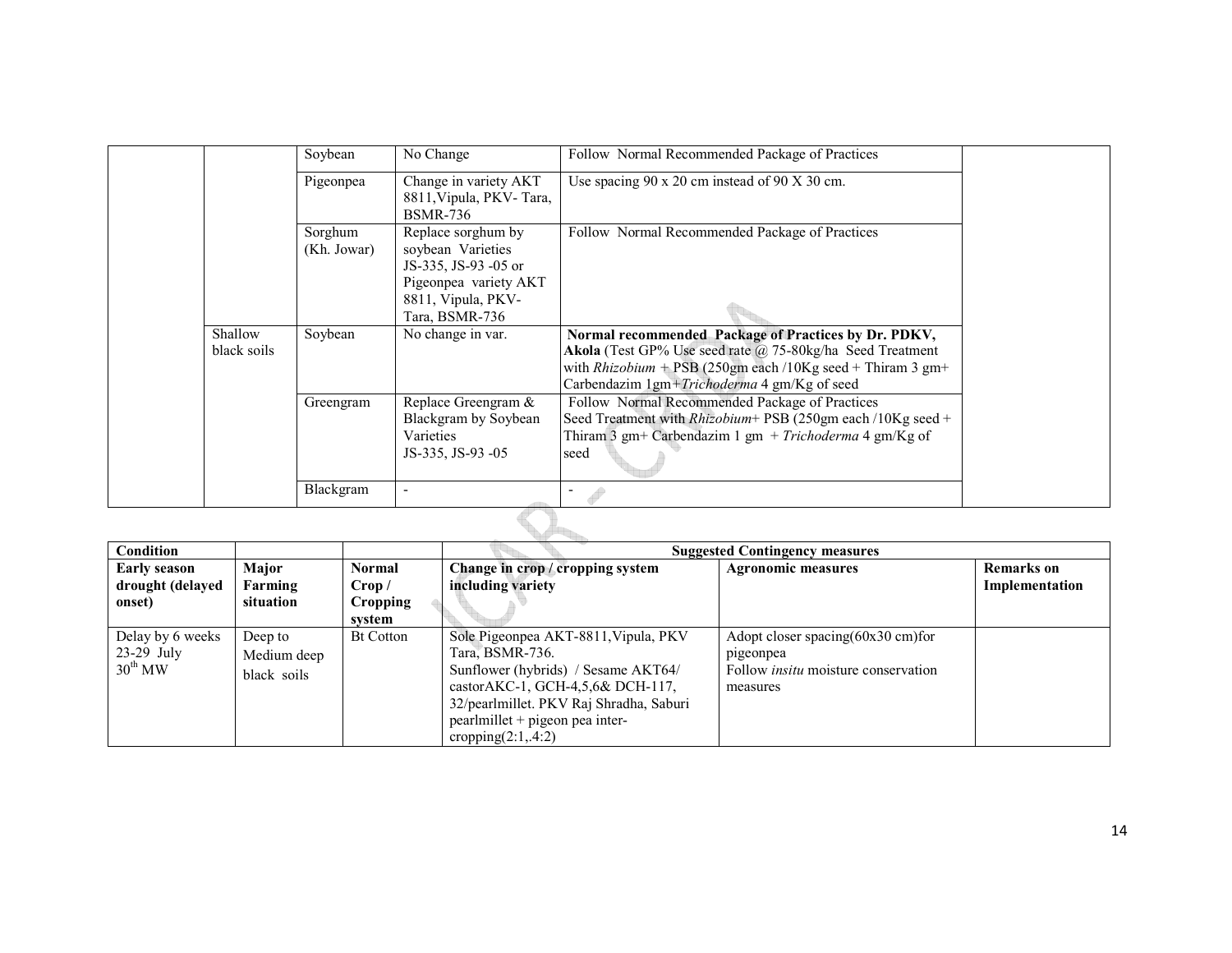| | | | | | |
|---|---|---|---|---|---|
| | | Soybean | No Change | Follow Normal Recommended Package of Practices | |
| | | Pigeonpea | Change in variety AKT 8811,Vipula, PKV- Tara, BSMR-736 | Use spacing 90 x 20 cm instead of 90 X 30 cm. | |
| | | Sorghum (Kh. Jowar) | Replace sorghum by soybean Varieties JS-335, JS-93 -05 or Pigeonpea variety AKT 8811, Vipula, PKV-Tara, BSMR-736 | Follow Normal Recommended Package of Practices | |
| | Shallow black soils | Soybean | No change in var. | **Normal recommended Package of Practices by Dr. PDKV, Akola** (Test GP% Use seed rate @ 75-80kg/ha Seed Treatment with *Rhizobium* + PSB (250gm each /10Kg seed + Thiram 3 gm+ Carbendazim 1gm+*Trichoderma* 4 gm/Kg of seed | |
| | | Greengram | Replace Greengram & Blackgram by Soybean Varieties JS-335, JS-93 -05 | Follow Normal Recommended Package of Practices Seed Treatment with *Rhizobium*+ PSB (250gm each /10Kg seed + Thiram 3 gm+ Carbendazim 1 gm + *Trichoderma* 4 gm/Kg of seed | |
| | | Blackgram | - | - | |

| Condition | | | Suggested Contingency measures | | |
|---|---|---|---|---|---|
| **Early season drought (delayed onset)** | **Major Farming situation** | **Normal Crop / Cropping system** | **Change in crop / cropping system including variety** | **Agronomic measures** | **Remarks on Implementation** |
| Delay by 6 weeks 23-29 July $30^{th}$ MW | Deep to Medium deep black soils | Bt Cotton | Sole Pigeonpea AKT-8811,Vipula, PKV Tara, BSMR-736. Sunflower (hybrids) / Sesame AKT64/ castorAKC-1, GCH-4,5,6& DCH-117, 32/pearlmillet. PKV Raj Shradha, Saburi pearlmillet + pigeon pea inter-cropping(2:1,.4:2) | Adopt closer spacing(60x30 cm)for pigeonpea Follow *insitu* moisture conservation measures | |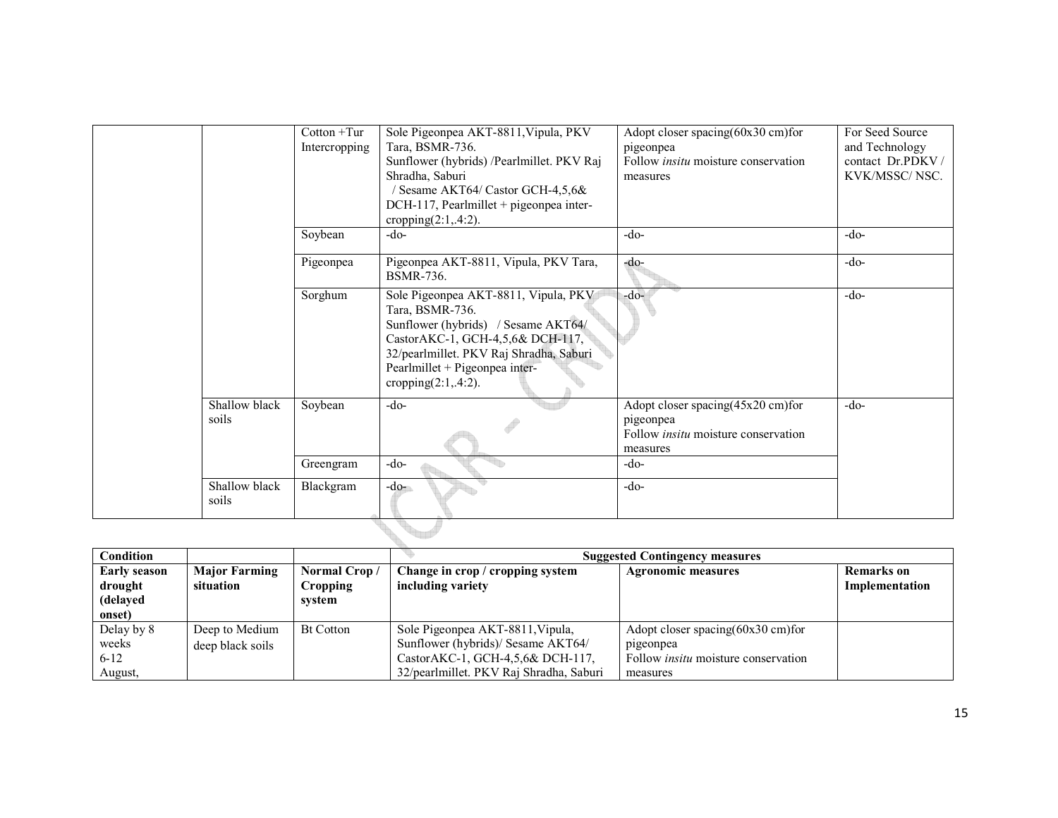| | | Cotton +Tur Intercropping | Sole Pigeonpea AKT-8811,Vipula, PKV Tara, BSMR-736. Sunflower (hybrids) /Pearlmillet. PKV Raj Shradha, Saburi / Sesame AKT64/ Castor GCH-4,5,6& DCH-117, Pearlmillet + pigeonpea inter-cropping(2:1,.4:2). | Adopt closer spacing(60x30 cm)for pigeonpea Follow *insitu* moisture conservation measures | For Seed Source and Technology contact Dr.PDKV / KVK/MSSC/ NSC. |
|---|---|---|---|---|---|
| | | Soybean | -do- | -do- | -do- |
| | | Pigeonpea | Pigeonpea AKT-8811, Vipula, PKV Tara, BSMR-736. | -do- | -do- |
| | | Sorghum | Sole Pigeonpea AKT-8811, Vipula, PKV Tara, BSMR-736. Sunflower (hybrids) / Sesame AKT64/ CastorAKC-1, GCH-4,5,6& DCH-117, 32/pearlmillet. PKV Raj Shradha, Saburi Pearlmillet + Pigeonpea inter-cropping(2:1,.4:2). | -do- | -do- |
| | Shallow black soils | Soybean | -do- | Adopt closer spacing(45x20 cm)for pigeonpea Follow *insitu* moisture conservation measures | -do- |
| | | Greengram | -do- | -do- | |
| | Shallow black soils | Blackgram | -do- | -do- | |

| Condition | | | Suggested Contingency measures | | |
|---|---|---|---|---|---|
| **Early season drought (delayed onset)** | **Major Farming situation** | **Normal Crop / Cropping system** | **Change in crop / cropping system including variety** | **Agronomic measures** | **Remarks on Implementation** |
| Delay by 8 weeks 6-12 August, | Deep to Medium deep black soils | Bt Cotton | Sole Pigeonpea AKT-8811,Vipula, Sunflower (hybrids)/ Sesame AKT64/ CastorAKC-1, GCH-4,5,6& DCH-117, 32/pearlmillet. PKV Raj Shradha, Saburi | Adopt closer spacing(60x30 cm)for pigeonpea Follow *insitu* moisture conservation measures | |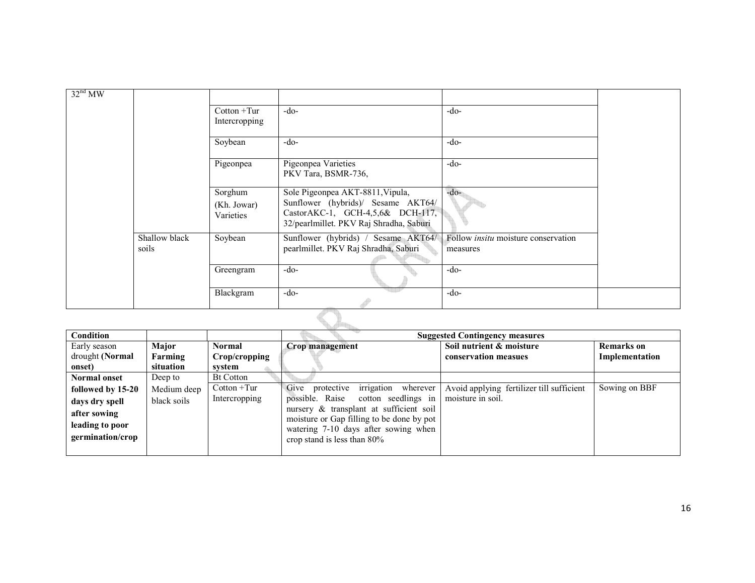| 32[nd] MW | | | | | |
|---|---|---|---|---|---|
| | | Cotton +Tur Intercropping | -do- | -do- | |
| | | Soybean | -do- | -do- | |
| | | Pigeonpea | Pigeonpea Varieties PKV Tara, BSMR-736, | -do- | |
| | | Sorghum (Kh. Jowar) Varieties | Sole Pigeonpea AKT-8811, Vipula, Sunflower (hybrids)/ Sesame AKT64/ CastorAKC-1, GCH-4,5,6& DCH-117, 32/pearlmillet. PKV Raj Shradha, Saburi | -do- | |
| | Shallow black soils | Soybean | Sunflower (hybrids) / Sesame AKT64/ pearlmillet. PKV Raj Shradha, Saburi | Follow *insitu* moisture conservation measures | |
| | | Greengram | -do- | -do- | |
| | | Blackgram | -do- | -do- | |

| Condition | | | Suggested Contingency measures | | |
|---|---|---|---|---|---|
| Early season drought **(Normal onset)** | **Major Farming situation** | **Normal Crop/cropping system** | **Crop management** | **Soil nutrient & moisture conservation measues** | **Remarks on Implementation** |
| **Normal onset followed by 15-20 days dry spell after sowing leading to poor germination/crop** | Deep to Medium deep black soils | Bt Cotton | | | |
| | | Cotton +Tur Intercropping | Give protective irrigation wherever possible. Raise cotton seedlings in nursery & transplant at sufficient soil moisture or Gap filling to be done by pot watering 7-10 days after sowing when crop stand is less than 80% | Avoid applying fertilizer till sufficient moisture in soil. | Sowing on BBF |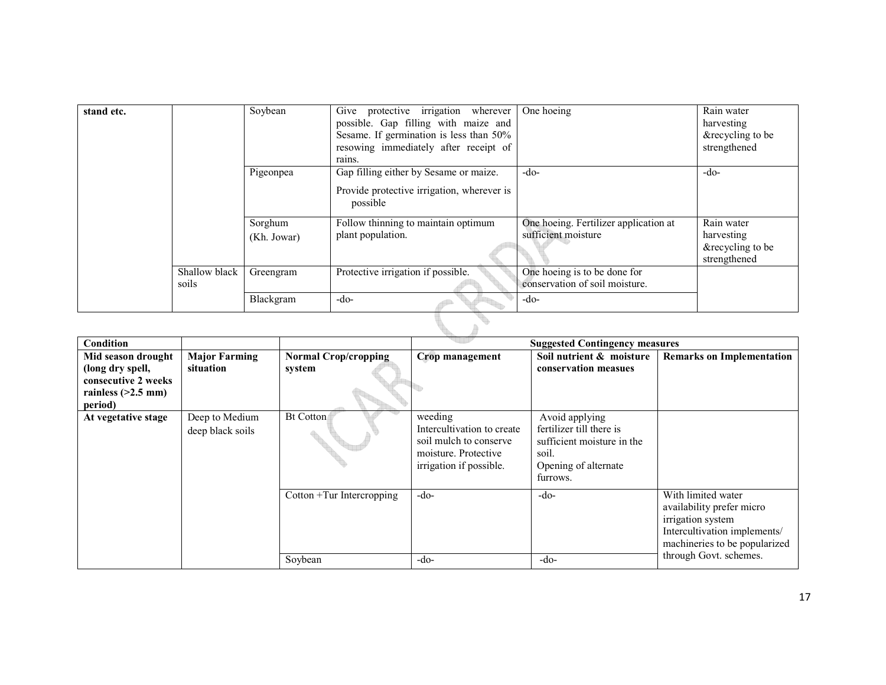| | | | | | |
|---|---|---|---|---|---|
| stand etc. | | Soybean | Give protective irrigation wherever possible. Gap filling with maize and Sesame. If germination is less than 50% resowing immediately after receipt of rains. | One hoeing | Rain water harvesting &recycling to be strengthened |
| | | Pigeonpea | Gap filling either by Sesame or maize.<br>Provide protective irrigation, wherever is possible | -do- | -do- |
| | | Sorghum (Kh. Jowar) | Follow thinning to maintain optimum plant population. | One hoeing. Fertilizer application at sufficient moisture | Rain water harvesting &recycling to be strengthened |
| | Shallow black soils | Greengram | Protective irrigation if possible. | One hoeing is to be done for conservation of soil moisture. | |
| | | Blackgram | -do- | -do- | |

| Condition | | | Suggested Contingency measures | | |
|---|---|---|---|---|---|
| **Mid season drought (long dry spell, consecutive 2 weeks rainless (>2.5 mm) period)** | **Major Farming situation** | **Normal Crop/cropping system** | **Crop management** | **Soil nutrient & moisture conservation measues** | **Remarks on Implementation** |
| **At vegetative stage** | Deep to Medium deep black soils | Bt Cotton | weeding<br>Intercultivation to create soil mulch to conserve moisture. Protective irrigation if possible. | Avoid applying fertilizer till there is sufficient moisture in the soil.<br>Opening of alternate furrows. | |
| | | Cotton +Tur Intercropping | -do- | -do- | With limited water availability prefer micro irrigation system<br>Intercultivation implements/ machineries to be popularized through Govt. schemes. |
| | | Soybean | -do- | -do- | |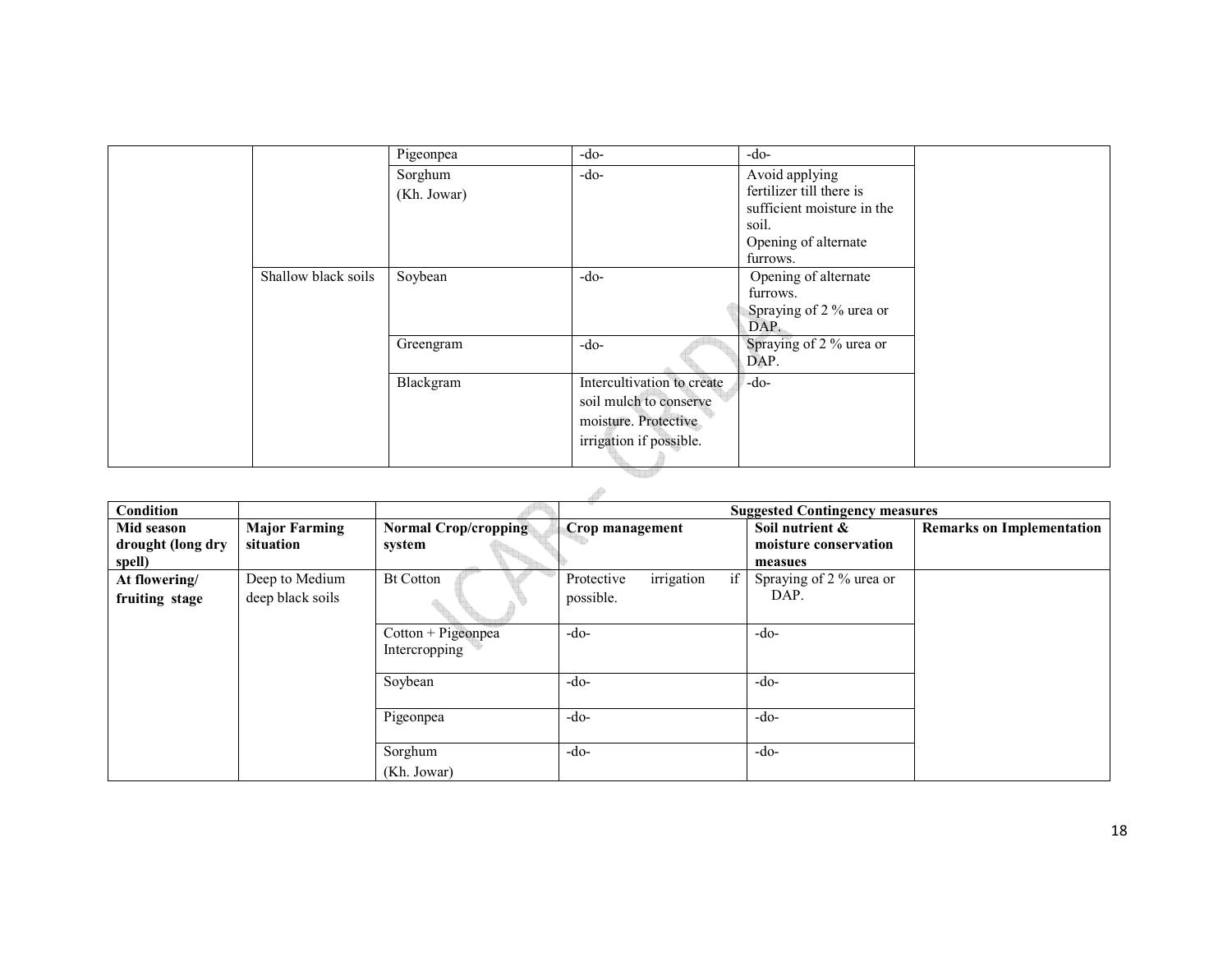| | | | | | |
|---|---|---|---|---|---|
| | | Pigeonpea | -do- | -do- | |
| | | Sorghum (Kh. Jowar) | -do- | Avoid applying fertilizer till there is sufficient moisture in the soil. Opening of alternate furrows. | |
| | Shallow black soils | Soybean | -do- | Opening of alternate furrows. Spraying of 2 % urea or DAP. | |
| | | Greengram | -do- | Spraying of 2 % urea or DAP. | |
| | | Blackgram | Intercultivation to create soil mulch to conserve moisture. Protective irrigation if possible. | -do- | |

| Condition | | | Suggested Contingency measures | | |
|---|---|---|---|---|---|
| **Mid season drought (long dry spell)** | **Major Farming situation** | **Normal Crop/cropping system** | **Crop management** | **Soil nutrient & moisture conservation measues** | **Remarks on Implementation** |
| **At flowering/ fruiting stage** | Deep to Medium deep black soils | Bt Cotton | Protective irrigation if possible. | Spraying of 2 % urea or DAP. | |
| | | Cotton + Pigeonpea Intercropping | -do- | -do- | |
| | | Soybean | -do- | -do- | |
| | | Pigeonpea | -do- | -do- | |
| | | Sorghum (Kh. Jowar) | -do- | -do- | |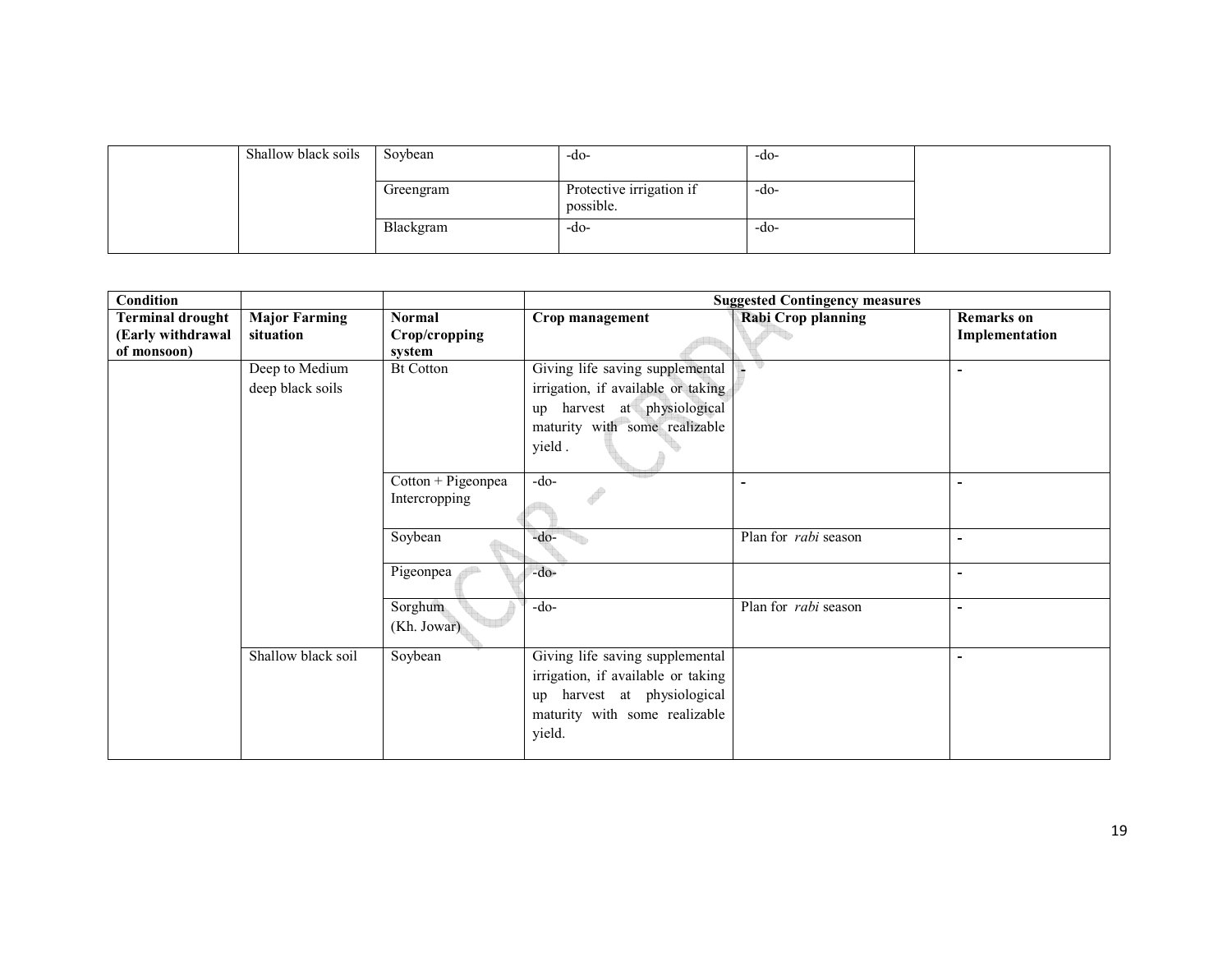| | | | | | |
|---|---|---|---|---|---|
| | Shallow black soils | Soybean | -do- | -do- | |
| | | Greengram | Protective irrigation if possible. | -do- | |
| | | Blackgram | -do- | -do- | |

| Condition | | | Suggested Contingency measures | | |
|---|---|---|---|---|---|
| **Terminal drought (Early withdrawal of monsoon)** | **Major Farming situation** | **Normal Crop/cropping system** | **Crop management** | **Rabi Crop planning** | **Remarks on Implementation** |
| | Deep to Medium deep black soils | Bt Cotton | Giving life saving supplemental irrigation, if available or taking up harvest at physiological maturity with some realizable yield . | - | - |
| | | Cotton + Pigeonpea Intercropping | -do- | - | - |
| | | Soybean | -do- | Plan for *rabi* season | - |
| | | Pigeonpea | -do- | | - |
| | | Sorghum (Kh. Jowar) | -do- | Plan for *rabi* season | - |
| | Shallow black soil | Soybean | Giving life saving supplemental irrigation, if available or taking up harvest at physiological maturity with some realizable yield. | | - |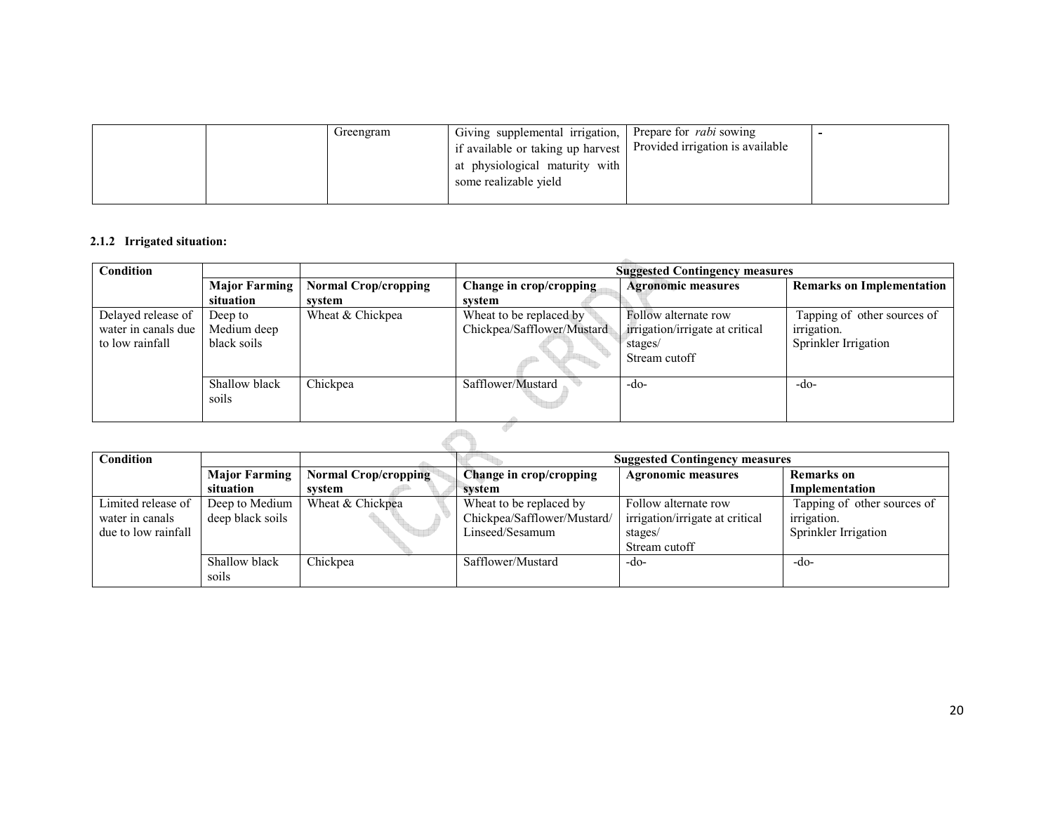| | | Greengram | Giving supplemental irrigation, if available or taking up harvest at physiological maturity with some realizable yield | Prepare for *rabi* sowing Provided irrigation is available | - |
|---|---|---|---|---|---|

**2.1.2 Irrigated situation:**

| Condition | | | Suggested Contingency measures | | |
|---|---|---|---|---|---|
| | **Major Farming situation** | **Normal Crop/cropping system** | **Change in crop/cropping system** | **Agronomic measures** | **Remarks on Implementation** |
| Delayed release of water in canals due to low rainfall | Deep to Medium deep black soils | Wheat & Chickpea | Wheat to be replaced by Chickpea/Safflower/Mustard | Follow alternate row irrigation/irrigate at critical stages/ Stream cutoff | Tapping of other sources of irrigation. Sprinkler Irrigation |
| | Shallow black soils | Chickpea | Safflower/Mustard | -do- | -do- |

| Condition | | | Suggested Contingency measures | | |
|---|---|---|---|---|---|
| | **Major Farming situation** | **Normal Crop/cropping system** | **Change in crop/cropping system** | **Agronomic measures** | **Remarks on Implementation** |
| Limited release of water in canals due to low rainfall | Deep to Medium deep black soils | Wheat & Chickpea | Wheat to be replaced by Chickpea/Safflower/Mustard/ Linseed/Sesamum | Follow alternate row irrigation/irrigate at critical stages/ Stream cutoff | Tapping of other sources of irrigation. Sprinkler Irrigation |
| | Shallow black soils | Chickpea | Safflower/Mustard | -do- | -do- |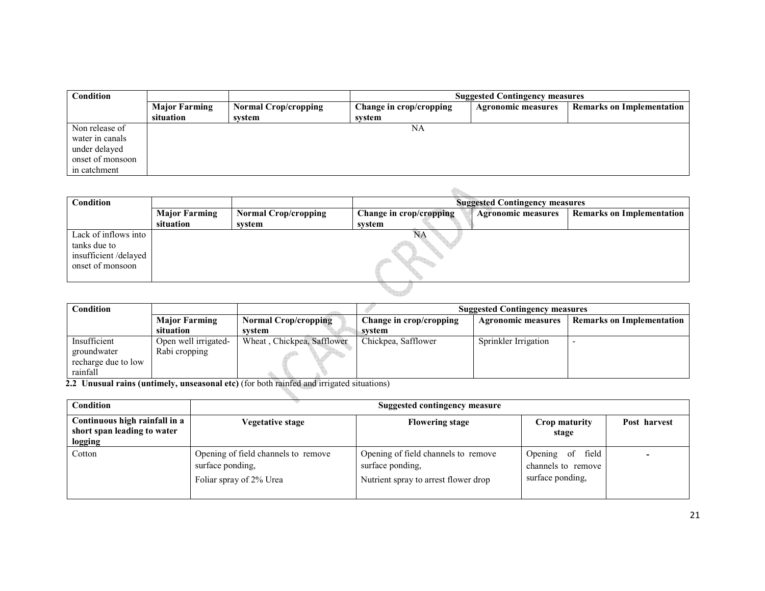| Condition | | | Suggested Contingency measures | | |
|---|---|---|---|---|---|
| | Major Farming situation | Normal Crop/cropping system | Change in crop/cropping system | Agronomic measures | Remarks on Implementation |
| Non release of water in canals under delayed onset of monsoon in catchment | | | NA | | |

| Condition | | | Suggested Contingency measures | | |
|---|---|---|---|---|---|
| | Major Farming situation | Normal Crop/cropping system | Change in crop/cropping system | Agronomic measures | Remarks on Implementation |
| Lack of inflows into tanks due to insufficient /delayed onset of monsoon | | | NA | | |

| Condition | | | Suggested Contingency measures | | |
|---|---|---|---|---|---|
| | Major Farming situation | Normal Crop/cropping system | Change in crop/cropping system | Agronomic measures | Remarks on Implementation |
| Insufficient groundwater recharge due to low rainfall | Open well irrigated-Rabi cropping | Wheat , Chickpea, Safflower | Chickpea, Safflower | Sprinkler Irrigation | - |

**2.2 Unusual rains (untimely, unseasonal etc)** (for both rainfed and irrigated situations)

| Condition | Suggested contingency measure | | | |
|---|---|---|---|---|
| **Continuous high rainfall in a short span leading to water logging** | **Vegetative stage** | **Flowering stage** | **Crop maturity stage** | **Post harvest** |
| Cotton | Opening of field channels to remove surface ponding,<br>Foliar spray of 2% Urea | Opening of field channels to remove surface ponding,<br>Nutrient spray to arrest flower drop | Opening of field channels to remove surface ponding, | - |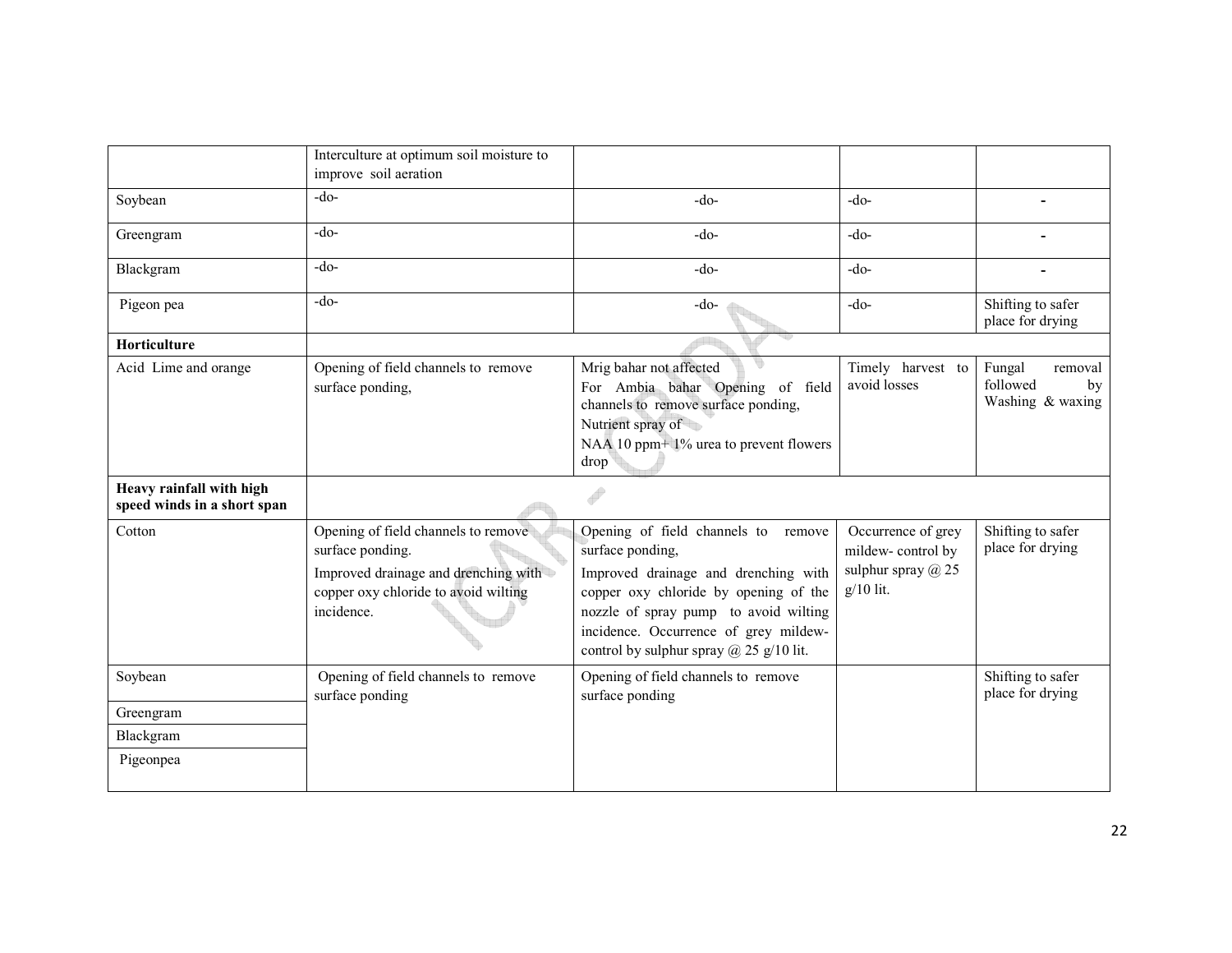|  | Interculture at optimum soil moisture to improve soil aeration |  |  |  |
|---|---|---|---|---|
| Soybean | -do- | -do- | -do- | - |
| Greengram | -do- | -do- | -do- | - |
| Blackgram | -do- | -do- | -do- | - |
| Pigeon pea | -do- | -do- | -do- | Shifting to safer place for drying |
| **Horticulture** |  |  |  |  |
| Acid Lime and orange | Opening of field channels to remove surface ponding, | Mrig bahar not affected<br>For Ambia bahar Opening of field channels to remove surface ponding,<br>Nutrient spray of<br>NAA 10 ppm+ 1% urea to prevent flowers drop | Timely harvest to avoid losses | Fungal removal followed by Washing & waxing |
| **Heavy rainfall with high speed winds in a short span** |  |  |  |  |
| Cotton | Opening of field channels to remove surface ponding.<br>Improved drainage and drenching with copper oxy chloride to avoid wilting incidence. | Opening of field channels to remove surface ponding,<br>Improved drainage and drenching with copper oxy chloride by opening of the nozzle of spray pump to avoid wilting incidence. Occurrence of grey mildew- control by sulphur spray @ 25 g/10 lit. | Occurrence of grey mildew- control by sulphur spray @ 25 g/10 lit. | Shifting to safer place for drying |
| Soybean | Opening of field channels to remove surface ponding | Opening of field channels to remove surface ponding |  | Shifting to safer place for drying |
| Greengram |  |  |  |  |
| Blackgram |  |  |  |  |
| Pigeonpea |  |  |  |  |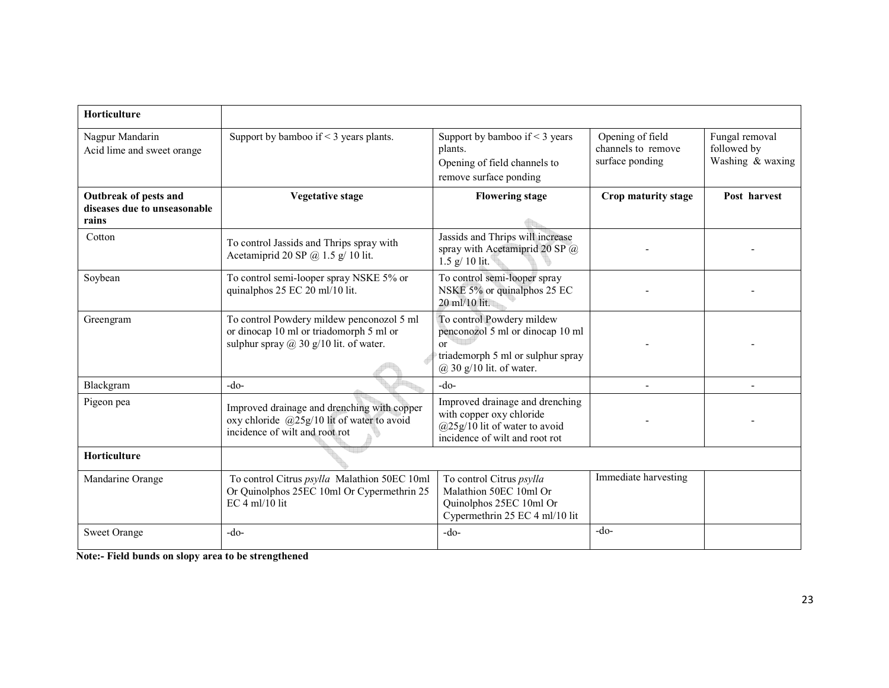| Horticulture | | | | |
|---|---|---|---|---|
| Nagpur Mandarin<br>Acid lime and sweet orange | Support by bamboo if < 3 years plants. | Support by bamboo if < 3 years plants.<br>Opening of field channels to remove surface ponding | Opening of field channels to remove surface ponding | Fungal removal followed by Washing & waxing |
| **Outbreak of pests and diseases due to unseasonable rains** | **Vegetative stage** | **Flowering stage** | **Crop maturity stage** | **Post harvest** |
| Cotton | To control Jassids and Thrips spray with Acetamiprid 20 SP @ 1.5 g/ 10 lit. | Jassids and Thrips will increase spray with Acetamiprid 20 SP @ 1.5 g/ 10 lit. | - | - |
| Soybean | To control semi-looper spray NSKE 5% or quinalphos 25 EC 20 ml/10 lit. | To control semi-looper spray NSKE 5% or quinalphos 25 EC 20 ml/10 lit. | - | - |
| Greengram | To control Powdery mildew penconozol 5 ml or dinocap 10 ml or triadomorph 5 ml or sulphur spray @ 30 g/10 lit. of water. | To control Powdery mildew penconozol 5 ml or dinocap 10 ml or<br>triademorph 5 ml or sulphur spray @ 30 g/10 lit. of water. | - | - |
| Blackgram | -do- | -do- | - | - |
| Pigeon pea | Improved drainage and drenching with copper oxy chloride @25g/10 lit of water to avoid incidence of wilt and root rot | Improved drainage and drenching with copper oxy chloride @25g/10 lit of water to avoid incidence of wilt and root rot | - | - |
| **Horticulture** | | | | |
| Mandarine Orange | To control Citrus *psylla* Malathion 50EC 10ml Or Quinolphos 25EC 10ml Or Cypermethrin 25 EC 4 ml/10 lit | To control Citrus *psylla* Malathion 50EC 10ml Or Quinolphos 25EC 10ml Or Cypermethrin 25 EC 4 ml/10 lit | Immediate harvesting | |
| Sweet Orange | -do- | -do- | -do- | |

**Note:- Field bunds on slopy area to be strengthened**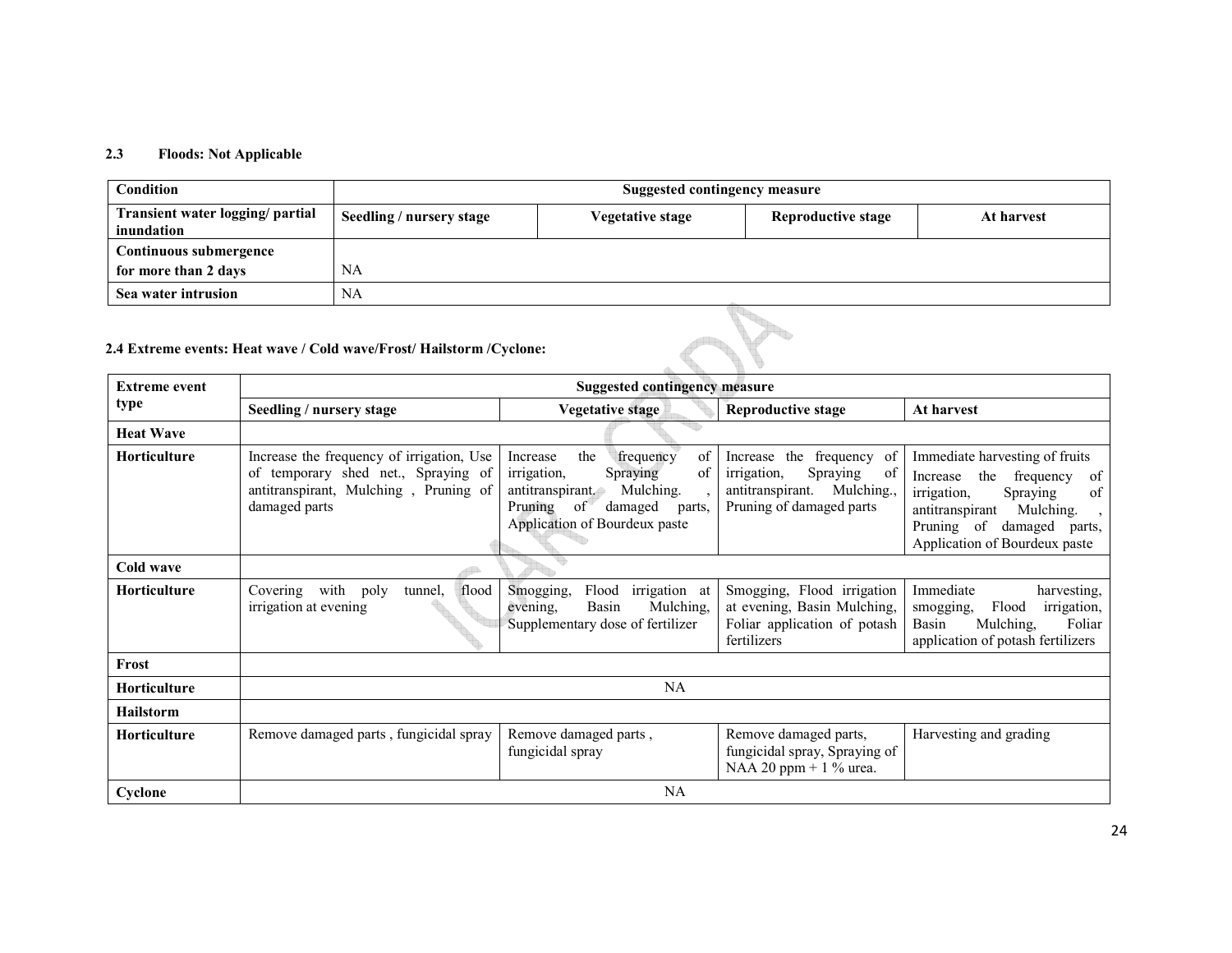### 2.3 Floods: Not Applicable

| Condition | Suggested contingency measure | | | |
|---|---|---|---|---|
| Transient water logging/ partial inundation | Seedling / nursery stage | Vegetative stage | Reproductive stage | At harvest |
| Continuous submergence for more than 2 days | NA | | | |
| Sea water intrusion | NA | | | |

### 2.4 Extreme events: Heat wave / Cold wave/Frost/ Hailstorm /Cyclone:

| Extreme event type | Suggested contingency measure | | | |
|---|---|---|---|---|
| | Seedling / nursery stage | Vegetative stage | Reproductive stage | At harvest |
| **Heat Wave** | | | | |
| **Horticulture** | Increase the frequency of irrigation, Use of temporary shed net., Spraying of antitranspirant, Mulching , Pruning of damaged parts | Increase the frequency of irrigation, Spraying of antitranspirant. Mulching. , Pruning of damaged parts, Application of Bourdeux paste | Increase the frequency of irrigation, Spraying of antitranspirant. Mulching., Pruning of damaged parts | Immediate harvesting of fruits Increase the frequency of irrigation, Spraying of antitranspirant Mulching. , Pruning of damaged parts, Application of Bourdeux paste |
| **Cold wave** | | | | |
| **Horticulture** | Covering with poly tunnel, flood irrigation at evening | Smogging, Flood irrigation at evening, Basin Mulching, Supplementary dose of fertilizer | Smogging, Flood irrigation at evening, Basin Mulching, Foliar application of potash fertilizers | Immediate harvesting, smogging, Flood irrigation, Basin Mulching, Foliar application of potash fertilizers |
| **Frost** | | | | |
| **Horticulture** | NA | | | |
| **Hailstorm** | | | | |
| **Horticulture** | Remove damaged parts , fungicidal spray | Remove damaged parts , fungicidal spray | Remove damaged parts, fungicidal spray, Spraying of NAA 20 ppm + 1 % urea. | Harvesting and grading |
| **Cyclone** | NA | | | |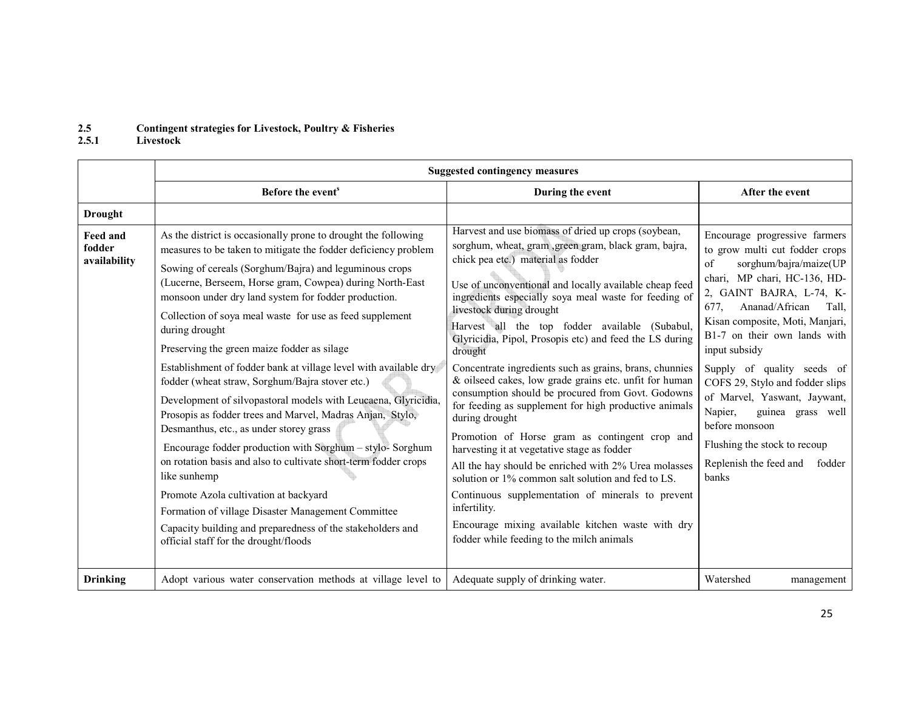### 2.5 Contingent strategies for Livestock, Poultry & Fisheries

#### 2.5.1 Livestock

| | Suggested contingency measures | | |
|---|---|---|---|
| | **Before the event**[s] | **During the event** | **After the event** |
| **Drought** | | | |
| **Feed and fodder availability** | As the district is occasionally prone to drought the following measures to be taken to mitigate the fodder deficiency problem<br>Sowing of cereals (Sorghum/Bajra) and leguminous crops (Lucerne, Berseem, Horse gram, Cowpea) during North-East monsoon under dry land system for fodder production.<br>Collection of soya meal waste for use as feed supplement during drought<br>Preserving the green maize fodder as silage<br>Establishment of fodder bank at village level with available dry fodder (wheat straw, Sorghum/Bajra stover etc.)<br>Development of silvopastoral models with Leucaena, Glyricidia, Prosopis as fodder trees and Marvel, Madras Anjan, Stylo, Desmanthus, etc., as under storey grass<br>Encourage fodder production with Sorghum – stylo- Sorghum on rotation basis and also to cultivate short-term fodder crops like sunhemp<br>Promote Azola cultivation at backyard<br>Formation of village Disaster Management Committee<br>Capacity building and preparedness of the stakeholders and official staff for the drought/floods | Harvest and use biomass of dried up crops (soybean, sorghum, wheat, gram ,green gram, black gram, bajra, chick pea etc.) material as fodder<br>Use of unconventional and locally available cheap feed ingredients especially soya meal waste for feeding of livestock during drought<br>Harvest all the top fodder available (Subabul, Glyricidia, Pipol, Prosopis etc) and feed the LS during drought<br>Concentrate ingredients such as grains, brans, chunnies & oilseed cakes, low grade grains etc. unfit for human consumption should be procured from Govt. Godowns for feeding as supplement for high productive animals during drought<br>Promotion of Horse gram as contingent crop and harvesting it at vegetative stage as fodder<br>All the hay should be enriched with 2% Urea molasses solution or 1% common salt solution and fed to LS.<br>Continuous supplementation of minerals to prevent infertility.<br>Encourage mixing available kitchen waste with dry fodder while feeding to the milch animals | Encourage progressive farmers to grow multi cut fodder crops of sorghum/bajra/maize(UP chari, MP chari, HC-136, HD-2, GAINT BAJRA, L-74, K-677, Ananad/African Tall, Kisan composite, Moti, Manjari, B1-7 on their own lands with input subsidy<br>Supply of quality seeds of COFS 29, Stylo and fodder slips of Marvel, Yaswant, Jaywant, Napier, guinea grass well before monsoon<br>Flushing the stock to recoup<br>Replenish the feed and fodder banks |
| **Drinking** | Adopt various water conservation methods at village level to | Adequate supply of drinking water. | Watershed management |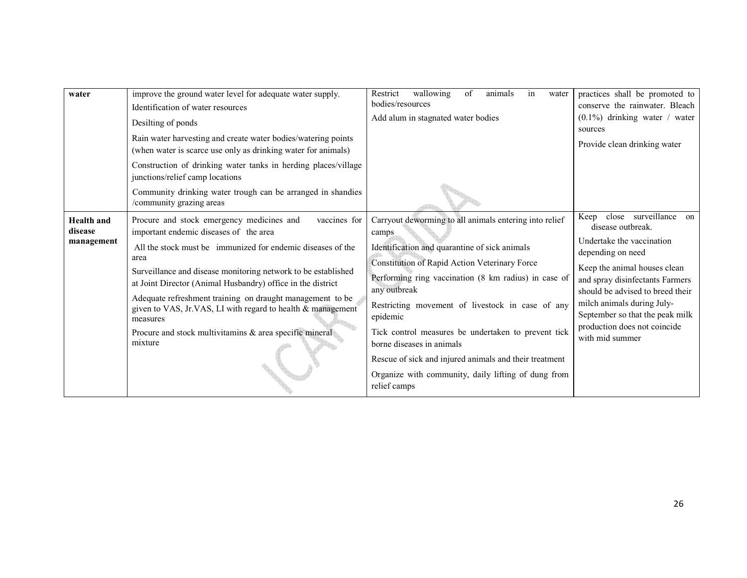| | | | |
|---|---|---|---|
| **water** | improve the ground water level for adequate water supply.<br>Identification of water resources<br>Desilting of ponds<br>Rain water harvesting and create water bodies/watering points (when water is scarce use only as drinking water for animals)<br>Construction of drinking water tanks in herding places/village junctions/relief camp locations<br>Community drinking water trough can be arranged in shandies /community grazing areas | Restrict wallowing of animals in water bodies/resources<br>Add alum in stagnated water bodies | practices shall be promoted to conserve the rainwater. Bleach (0.1%) drinking water / water sources<br>Provide clean drinking water |
| **Health and disease management** | Procure and stock emergency medicines and vaccines for important endemic diseases of the area<br>All the stock must be immunized for endemic diseases of the area<br>Surveillance and disease monitoring network to be established at Joint Director (Animal Husbandry) office in the district<br>Adequate refreshment training on draught management to be given to VAS, Jr.VAS, LI with regard to health & management measures<br>Procure and stock multivitamins & area specific mineral mixture | Carryout deworming to all animals entering into relief camps<br>Identification and quarantine of sick animals<br>Constitution of Rapid Action Veterinary Force<br>Performing ring vaccination (8 km radius) in case of any outbreak<br>Restricting movement of livestock in case of any epidemic<br>Tick control measures be undertaken to prevent tick borne diseases in animals<br>Rescue of sick and injured animals and their treatment<br>Organize with community, daily lifting of dung from relief camps | Keep close surveillance on disease outbreak.<br>Undertake the vaccination depending on need<br>Keep the animal houses clean and spray disinfectants Farmers should be advised to breed their milch animals during July-September so that the peak milk production does not coincide with mid summer |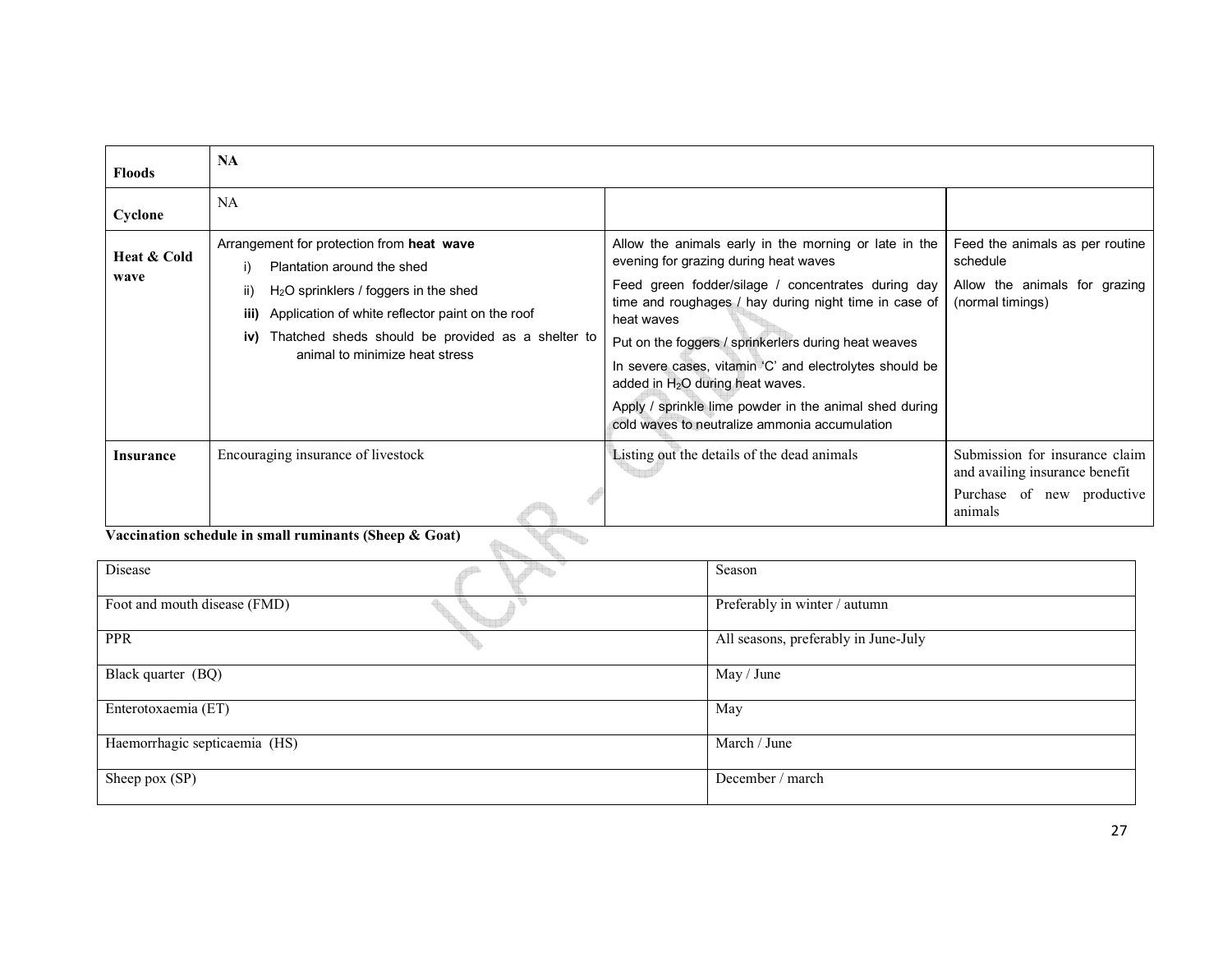| Floods | NA | | |
|---|---|---|---|
| Cyclone | NA | | |
| Heat & Cold wave | Arrangement for protection from **heat wave**<br>i) Plantation around the shed<br>ii) $H_2O$ sprinklers / foggers in the shed<br>**iii)** Application of white reflector paint on the roof<br>**iv)** Thatched sheds should be provided as a shelter to animal to minimize heat stress | Allow the animals early in the morning or late in the evening for grazing during heat waves<br>Feed green fodder/silage / concentrates during day time and roughages / hay during night time in case of heat waves<br>Put on the foggers / sprinkerlers during heat weaves<br>In severe cases, vitamin 'C' and electrolytes should be added in $H_2O$ during heat waves.<br>Apply / sprinkle lime powder in the animal shed during cold waves to neutralize ammonia accumulation | Feed the animals as per routine schedule<br>Allow the animals for grazing (normal timings) |
| Insurance | Encouraging insurance of livestock | Listing out the details of the dead animals | Submission for insurance claim and availing insurance benefit<br>Purchase of new productive animals |

**Vaccination schedule in small ruminants (Sheep & Goat)**

| Disease | Season |
|---|---|
| Foot and mouth disease (FMD) | Preferably in winter / autumn |
| PPR | All seasons, preferably in June-July |
| Black quarter (BQ) | May / June |
| Enterotoxaemia (ET) | May |
| Haemorrhagic septicaemia (HS) | March / June |
| Sheep pox (SP) | December / march |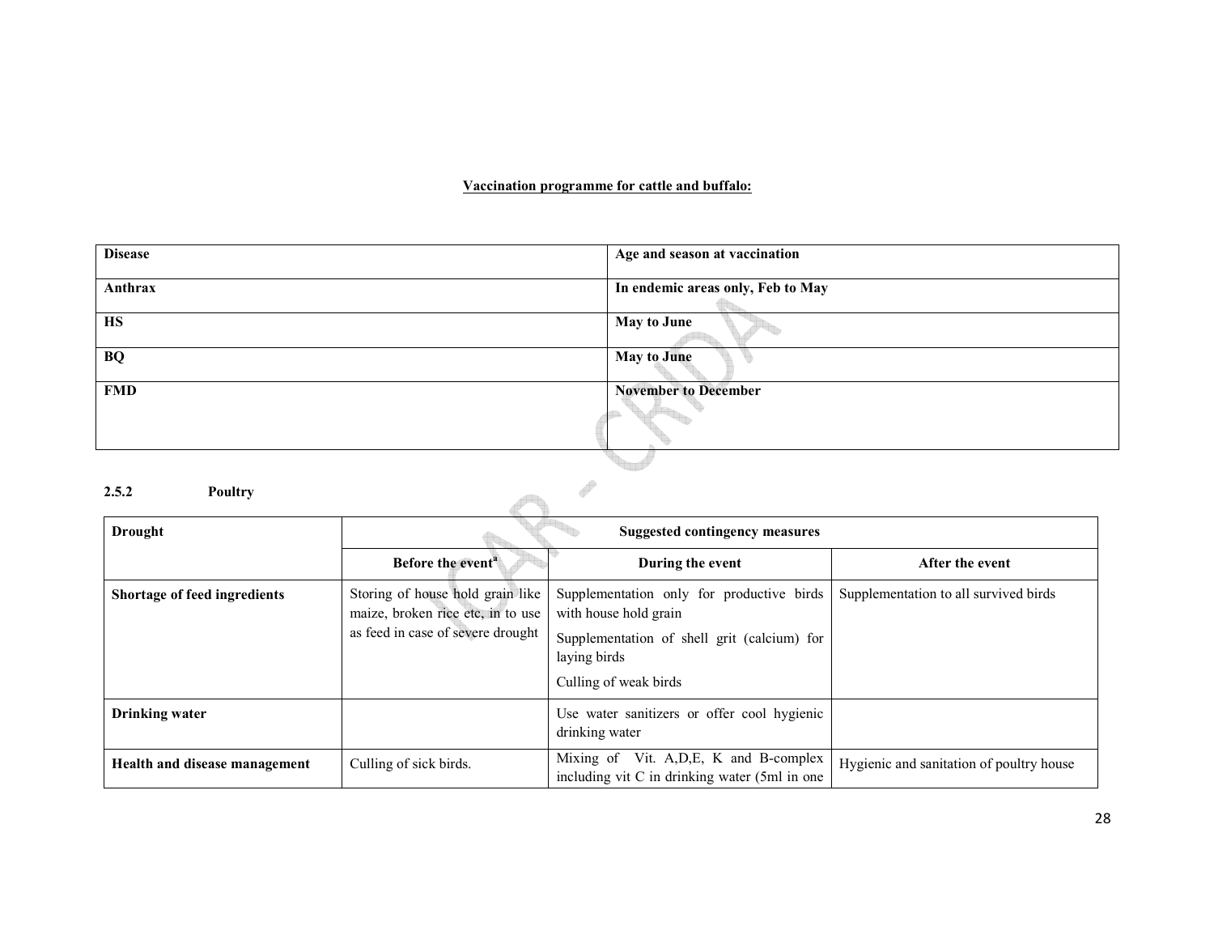**Vaccination programme for cattle and buffalo:**

| Disease | Age and season at vaccination |
|---|---|
| **Anthrax** | **In endemic areas only, Feb to May** |
| **HS** | **May to June** |
| **BQ** | **May to June** |
| **FMD** | **November to December** |

### 2.5.2 Poultry

| Drought | Suggested contingency measures | | |
|---|---|---|---|
| | **Before the event[a]** | **During the event** | **After the event** |
| **Shortage of feed ingredients** | Storing of house hold grain like maize, broken rice etc, in to use as feed in case of severe drought | Supplementation only for productive birds with house hold grain<br>Supplementation of shell grit (calcium) for laying birds<br>Culling of weak birds | Supplementation to all survived birds |
| **Drinking water** | | Use water sanitizers or offer cool hygienic drinking water | |
| **Health and disease management** | Culling of sick birds. | Mixing of Vit. A,D,E, K and B-complex including vit C in drinking water (5ml in one | Hygienic and sanitation of poultry house |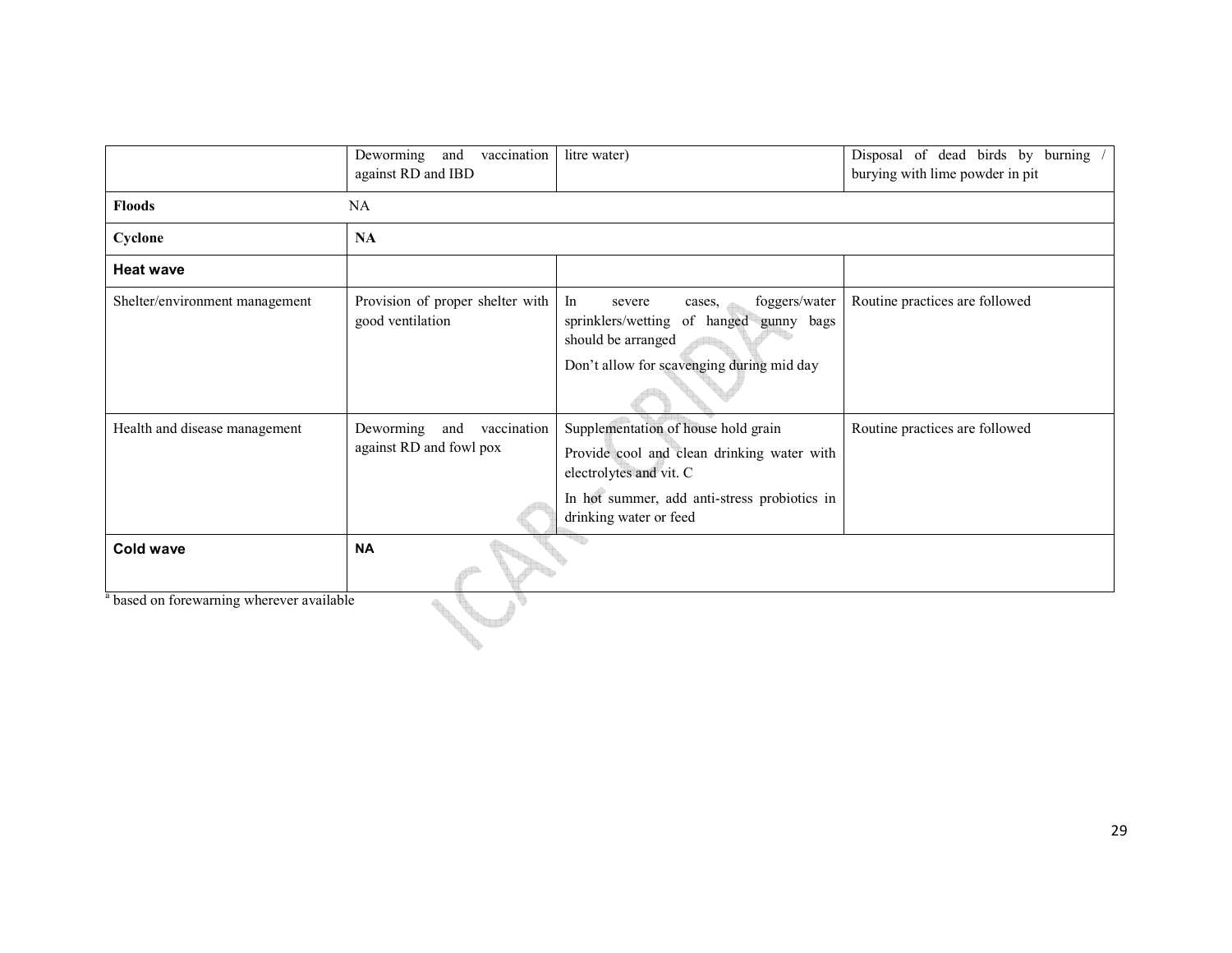|  |  |  |  |
|---|---|---|---|
|  | Deworming and vaccination against RD and IBD | litre water) | Disposal of dead birds by burning / burying with lime powder in pit |
| **Floods** | NA |  |  |
| **Cyclone** | **NA** |  |  |
| **Heat wave** |  |  |  |
| Shelter/environment management | Provision of proper shelter with good ventilation | In severe cases, foggers/water sprinklers/wetting of hanged gunny bags should be arranged<br>Don't allow for scavenging during mid day | Routine practices are followed |
| Health and disease management | Deworming and vaccination against RD and fowl pox | Supplementation of house hold grain<br>Provide cool and clean drinking water with electrolytes and vit. C<br>In hot summer, add anti-stress probiotics in drinking water or feed | Routine practices are followed |
| **Cold wave** | **NA** |  |  |

[a] based on forewarning wherever available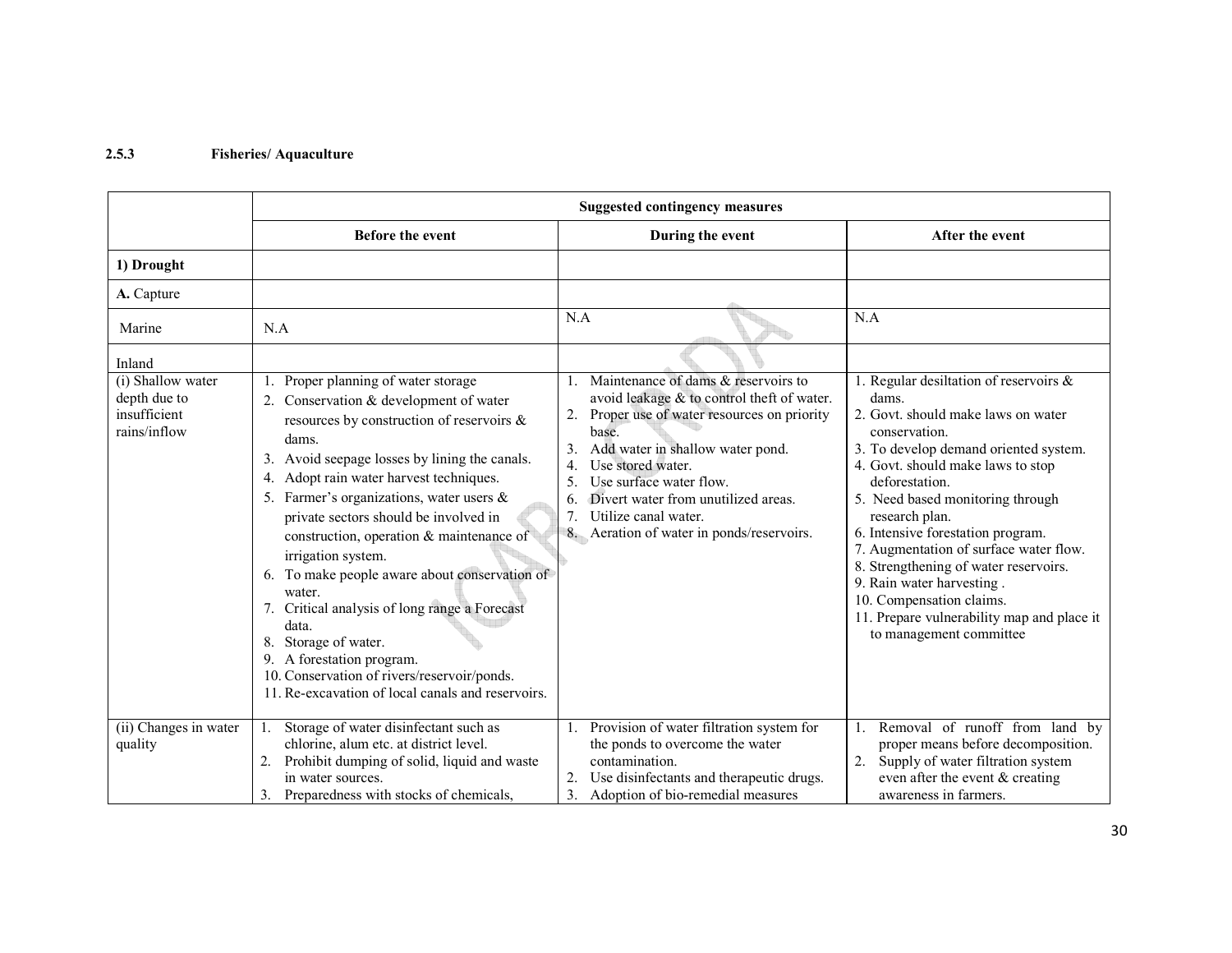### 2.5.3 Fisheries/ Aquaculture

| | Suggested contingency measures | | |
|---|---|---|---|
| | **Before the event** | **During the event** | **After the event** |
| **1) Drought** | | | |
| **A.** Capture | | | |
| Marine | N.A | N.A | N.A |
| Inland | | | |
| (i) Shallow water depth due to insufficient rains/inflow | 1. Proper planning of water storage<br>2. Conservation & development of water resources by construction of reservoirs & dams.<br>3. Avoid seepage losses by lining the canals.<br>4. Adopt rain water harvest techniques.<br>5. Farmer's organizations, water users & private sectors should be involved in construction, operation & maintenance of irrigation system.<br>6. To make people aware about conservation of water.<br>7. Critical analysis of long range a Forecast data.<br>8. Storage of water.<br>9. A forestation program.<br>10. Conservation of rivers/reservoir/ponds.<br>11. Re-excavation of local canals and reservoirs. | 1. Maintenance of dams & reservoirs to avoid leakage & to control theft of water.<br>2. Proper use of water resources on priority base.<br>3. Add water in shallow water pond.<br>4. Use stored water.<br>5. Use surface water flow.<br>6. Divert water from unutilized areas.<br>7. Utilize canal water.<br>8. Aeration of water in ponds/reservoirs. | 1. Regular desiltation of reservoirs & dams.<br>2. Govt. should make laws on water conservation.<br>3. To develop demand oriented system.<br>4. Govt. should make laws to stop deforestation.<br>5. Need based monitoring through research plan.<br>6. Intensive forestation program.<br>7. Augmentation of surface water flow.<br>8. Strengthening of water reservoirs.<br>9. Rain water harvesting .<br>10. Compensation claims.<br>11. Prepare vulnerability map and place it to management committee |
| (ii) Changes in water quality | 1. Storage of water disinfectant such as chlorine, alum etc. at district level.<br>2. Prohibit dumping of solid, liquid and waste in water sources.<br>3. Preparedness with stocks of chemicals, | 1. Provision of water filtration system for the ponds to overcome the water contamination.<br>2. Use disinfectants and therapeutic drugs.<br>3. Adoption of bio-remedial measures | 1. Removal of runoff from land by proper means before decomposition.<br>2. Supply of water filtration system even after the event & creating awareness in farmers. |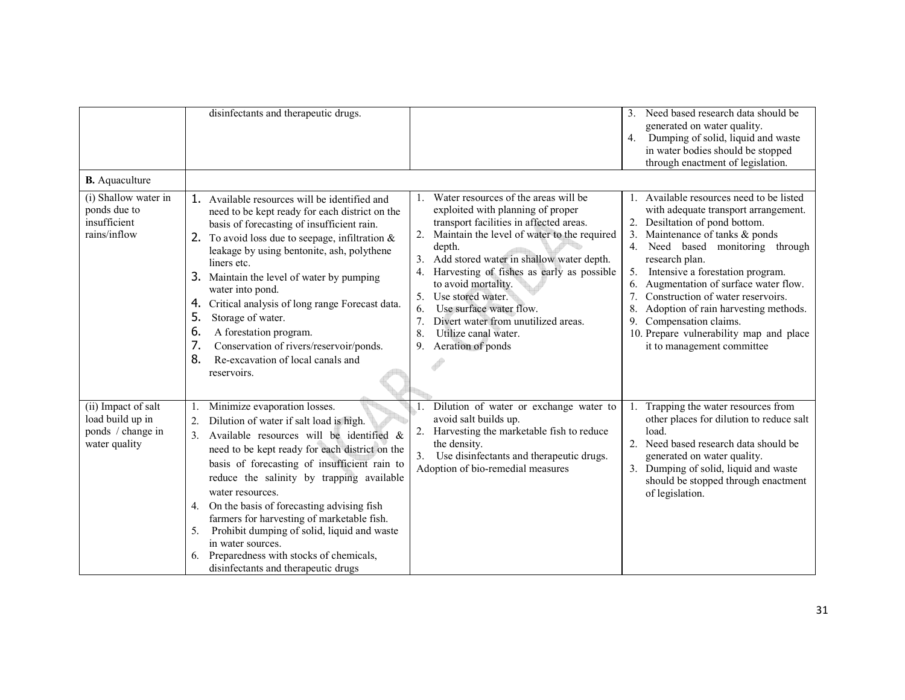| | | | |
|---|---|---|---|
| | disinfectants and therapeutic drugs. | | 3. Need based research data should be generated on water quality.<br>4. Dumping of solid, liquid and waste in water bodies should be stopped through enactment of legislation. |
| **B.** Aquaculture | | | |
| (i) Shallow water in ponds due to insufficient rains/inflow | 1. Available resources will be identified and need to be kept ready for each district on the basis of forecasting of insufficient rain.<br>2. To avoid loss due to seepage, infiltration & leakage by using bentonite, ash, polythene liners etc.<br>3. Maintain the level of water by pumping water into pond.<br>4. Critical analysis of long range Forecast data.<br>5. Storage of water.<br>6. A forestation program.<br>7. Conservation of rivers/reservoir/ponds.<br>8. Re-excavation of local canals and reservoirs. | 1. Water resources of the areas will be exploited with planning of proper transport facilities in affected areas.<br>2. Maintain the level of water to the required depth.<br>3. Add stored water in shallow water depth.<br>4. Harvesting of fishes as early as possible to avoid mortality.<br>5. Use stored water.<br>6. Use surface water flow.<br>7. Divert water from unutilized areas.<br>8. Utilize canal water.<br>9. Aeration of ponds | 1. Available resources need to be listed with adequate transport arrangement.<br>2. Desiltation of pond bottom.<br>3. Maintenance of tanks & ponds<br>4. Need based monitoring through research plan.<br>5. Intensive a forestation program.<br>6. Augmentation of surface water flow.<br>7. Construction of water reservoirs.<br>8. Adoption of rain harvesting methods.<br>9. Compensation claims.<br>10. Prepare vulnerability map and place it to management committee |
| (ii) Impact of salt load build up in ponds / change in water quality | 1. Minimize evaporation losses.<br>2. Dilution of water if salt load is high.<br>3. Available resources will be identified & need to be kept ready for each district on the basis of forecasting of insufficient rain to reduce the salinity by trapping available water resources.<br>4. On the basis of forecasting advising fish farmers for harvesting of marketable fish.<br>5. Prohibit dumping of solid, liquid and waste in water sources.<br>6. Preparedness with stocks of chemicals, disinfectants and therapeutic drugs | 1. Dilution of water or exchange water to avoid salt builds up.<br>2. Harvesting the marketable fish to reduce the density.<br>3. Use disinfectants and therapeutic drugs.<br>Adoption of bio-remedial measures | 1. Trapping the water resources from other places for dilution to reduce salt load.<br>2. Need based research data should be generated on water quality.<br>3. Dumping of solid, liquid and waste should be stopped through enactment of legislation. |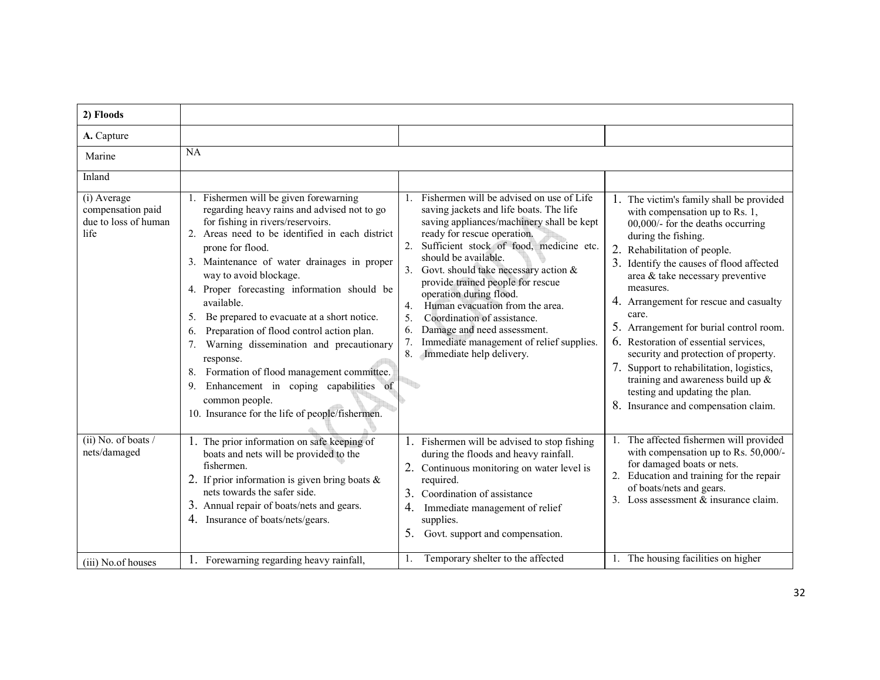| 2) Floods | | | |
|---|---|---|---|
| **A.** Capture | | | |
| Marine | NA | | |
| Inland | | | |
| (i) Average compensation paid due to loss of human life | 1. Fishermen will be given forewarning regarding heavy rains and advised not to go for fishing in rivers/reservoirs.<br>2. Areas need to be identified in each district prone for flood.<br>3. Maintenance of water drainages in proper way to avoid blockage.<br>4. Proper forecasting information should be available.<br>5. Be prepared to evacuate at a short notice.<br>6. Preparation of flood control action plan.<br>7. Warning dissemination and precautionary response.<br>8. Formation of flood management committee.<br>9. Enhancement in coping capabilities of common people.<br>10. Insurance for the life of people/fishermen. | 1. Fishermen will be advised on use of Life saving jackets and life boats. The life saving appliances/machinery shall be kept ready for rescue operation.<br>2. Sufficient stock of food, medicine etc. should be available.<br>3. Govt. should take necessary action & provide trained people for rescue operation during flood.<br>4. Human evacuation from the area.<br>5. Coordination of assistance.<br>6. Damage and need assessment.<br>7. Immediate management of relief supplies.<br>8. Immediate help delivery. | 1. The victim's family shall be provided with compensation up to Rs. 1, 00,000/- for the deaths occurring during the fishing.<br>2. Rehabilitation of people.<br>3. Identify the causes of flood affected area & take necessary preventive measures.<br>4. Arrangement for rescue and casualty care.<br>5. Arrangement for burial control room.<br>6. Restoration of essential services, security and protection of property.<br>7. Support to rehabilitation, logistics, training and awareness build up & testing and updating the plan.<br>8. Insurance and compensation claim. |
| (ii) No. of boats / nets/damaged | 1. The prior information on safe keeping of boats and nets will be provided to the fishermen.<br>2. If prior information is given bring boats & nets towards the safer side.<br>3. Annual repair of boats/nets and gears.<br>4. Insurance of boats/nets/gears. | 1. Fishermen will be advised to stop fishing during the floods and heavy rainfall.<br>2. Continuous monitoring on water level is required.<br>3. Coordination of assistance<br>4. Immediate management of relief supplies.<br>5. Govt. support and compensation. | 1. The affected fishermen will provided with compensation up to Rs. 50,000/- for damaged boats or nets.<br>2. Education and training for the repair of boats/nets and gears.<br>3. Loss assessment & insurance claim. |
| (iii) No.of houses | 1. Forewarning regarding heavy rainfall, | 1. Temporary shelter to the affected | 1. The housing facilities on higher |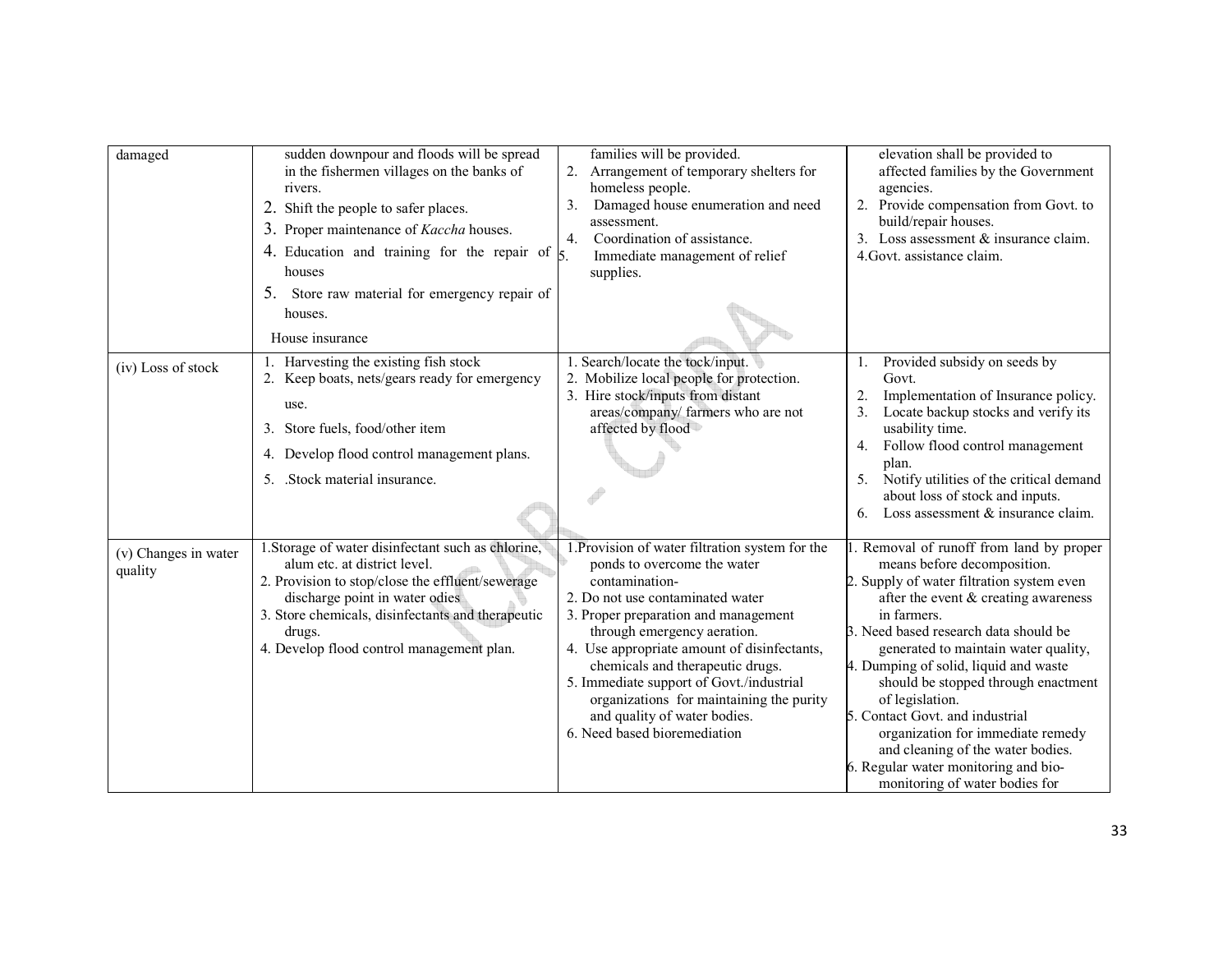| damaged | sudden downpour and floods will be spread in the fishermen villages on the banks of rivers.<br>2. Shift the people to safer places.<br>3. Proper maintenance of *Kaccha* houses.<br>4. Education and training for the repair of houses<br>5. Store raw material for emergency repair of houses.<br>House insurance | families will be provided.<br>2. Arrangement of temporary shelters for homeless people.<br>3. Damaged house enumeration and need assessment.<br>4. Coordination of assistance.<br>5. Immediate management of relief supplies. | elevation shall be provided to affected families by the Government agencies.<br>2. Provide compensation from Govt. to build/repair houses.<br>3. Loss assessment & insurance claim.<br>4. Govt. assistance claim. |
|---|---|---|---|
| (iv) Loss of stock | 1. Harvesting the existing fish stock<br>2. Keep boats, nets/gears ready for emergency use.<br>3. Store fuels, food/other item<br>4. Develop flood control management plans.<br>5. .Stock material insurance. | 1. Search/locate the tock/input.<br>2. Mobilize local people for protection.<br>3. Hire stock/inputs from distant areas/company/ farmers who are not affected by flood | 1. Provided subsidy on seeds by Govt.<br>2. Implementation of Insurance policy.<br>3. Locate backup stocks and verify its usability time.<br>4. Follow flood control management plan.<br>5. Notify utilities of the critical demand about loss of stock and inputs.<br>6. Loss assessment & insurance claim. |
| (v) Changes in water quality | 1. Storage of water disinfectant such as chlorine, alum etc. at district level.<br>2. Provision to stop/close the effluent/sewerage discharge point in water odies<br>3. Store chemicals, disinfectants and therapeutic drugs.<br>4. Develop flood control management plan. | 1. Provision of water filtration system for the ponds to overcome the water contamination-<br>2. Do not use contaminated water<br>3. Proper preparation and management through emergency aeration.<br>4. Use appropriate amount of disinfectants, chemicals and therapeutic drugs.<br>5. Immediate support of Govt./industrial organizations for maintaining the purity and quality of water bodies.<br>6. Need based bioremediation | 1. Removal of runoff from land by proper means before decomposition.<br>2. Supply of water filtration system even after the event & creating awareness in farmers.<br>3. Need based research data should be generated to maintain water quality,<br>4. Dumping of solid, liquid and waste should be stopped through enactment of legislation.<br>5. Contact Govt. and industrial organization for immediate remedy and cleaning of the water bodies.<br>6. Regular water monitoring and bio-monitoring of water bodies for |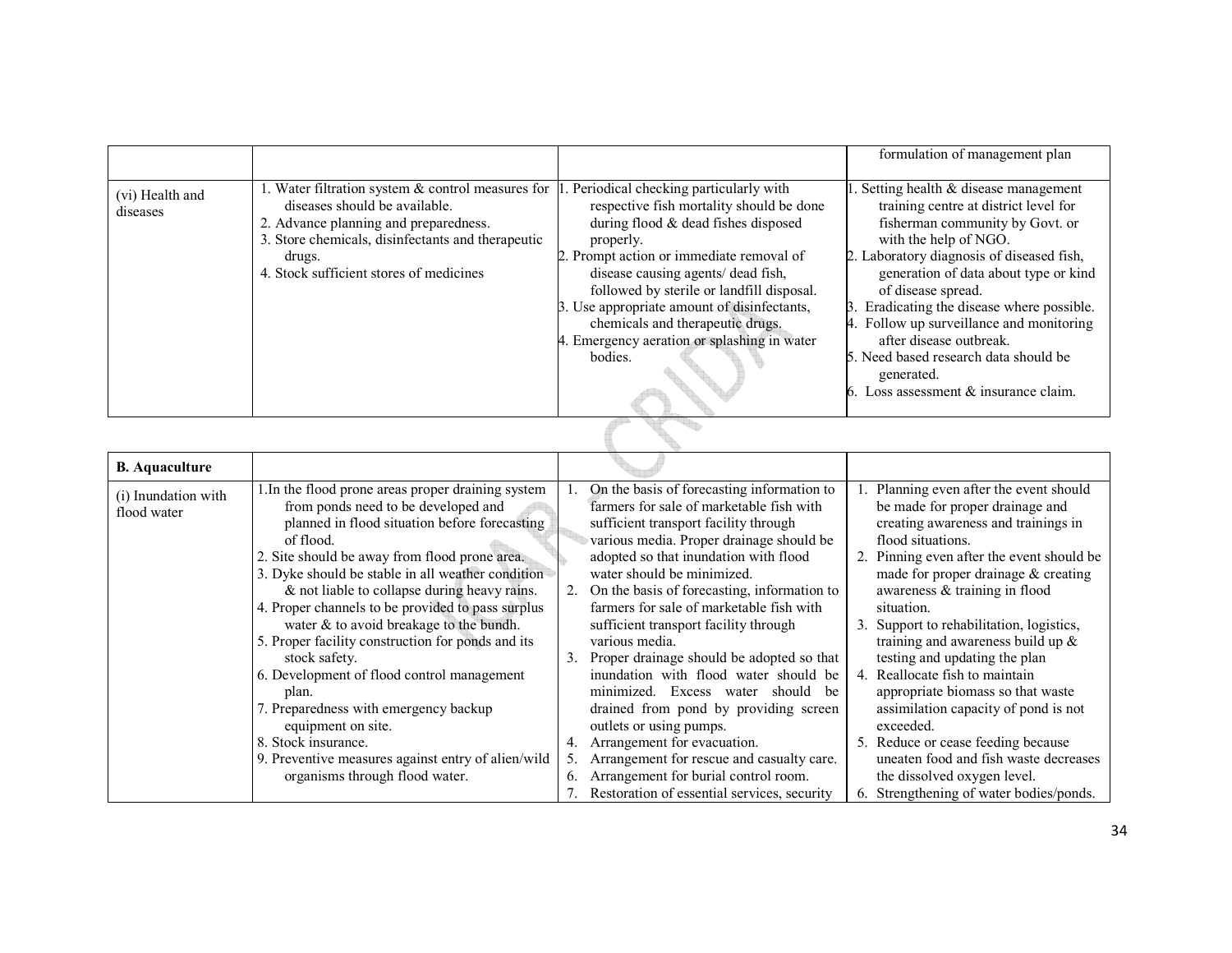| | | | |
|---|---|---|---|
| | | | formulation of management plan |
| (vi) Health and diseases | 1. Water filtration system & control measures for diseases should be available.<br>2. Advance planning and preparedness.<br>3. Store chemicals, disinfectants and therapeutic drugs.<br>4. Stock sufficient stores of medicines | 1. Periodical checking particularly with respective fish mortality should be done during flood & dead fishes disposed properly.<br>2. Prompt action or immediate removal of disease causing agents/ dead fish, followed by sterile or landfill disposal.<br>3. Use appropriate amount of disinfectants, chemicals and therapeutic drugs.<br>4. Emergency aeration or splashing in water bodies. | 1. Setting health & disease management training centre at district level for fisherman community by Govt. or with the help of NGO.<br>2. Laboratory diagnosis of diseased fish, generation of data about type or kind of disease spread.<br>3. Eradicating the disease where possible.<br>4. Follow up surveillance and monitoring after disease outbreak.<br>5. Need based research data should be generated.<br>6. Loss assessment & insurance claim. |

| **B. Aquaculture** | | | |
|---|---|---|---|
| (i) Inundation with flood water | 1. In the flood prone areas proper draining system from ponds need to be developed and planned in flood situation before forecasting of flood.<br>2. Site should be away from flood prone area.<br>3. Dyke should be stable in all weather condition & not liable to collapse during heavy rains.<br>4. Proper channels to be provided to pass surplus water & to avoid breakage to the bundh.<br>5. Proper facility construction for ponds and its stock safety.<br>6. Development of flood control management plan.<br>7. Preparedness with emergency backup equipment on site.<br>8. Stock insurance.<br>9. Preventive measures against entry of alien/wild organisms through flood water. | 1. On the basis of forecasting information to farmers for sale of marketable fish with sufficient transport facility through various media. Proper drainage should be adopted so that inundation with flood water should be minimized.<br>2. On the basis of forecasting, information to farmers for sale of marketable fish with sufficient transport facility through various media.<br>3. Proper drainage should be adopted so that inundation with flood water should be minimized. Excess water should be drained from pond by providing screen outlets or using pumps.<br>4. Arrangement for evacuation.<br>5. Arrangement for rescue and casualty care.<br>6. Arrangement for burial control room.<br>7. Restoration of essential services, security | 1. Planning even after the event should be made for proper drainage and creating awareness and trainings in flood situations.<br>2. Pinning even after the event should be made for proper drainage & creating awareness & training in flood situation.<br>3. Support to rehabilitation, logistics, training and awareness build up & testing and updating the plan<br>4. Reallocate fish to maintain appropriate biomass so that waste assimilation capacity of pond is not exceeded.<br>5. Reduce or cease feeding because uneaten food and fish waste decreases the dissolved oxygen level.<br>6. Strengthening of water bodies/ponds. |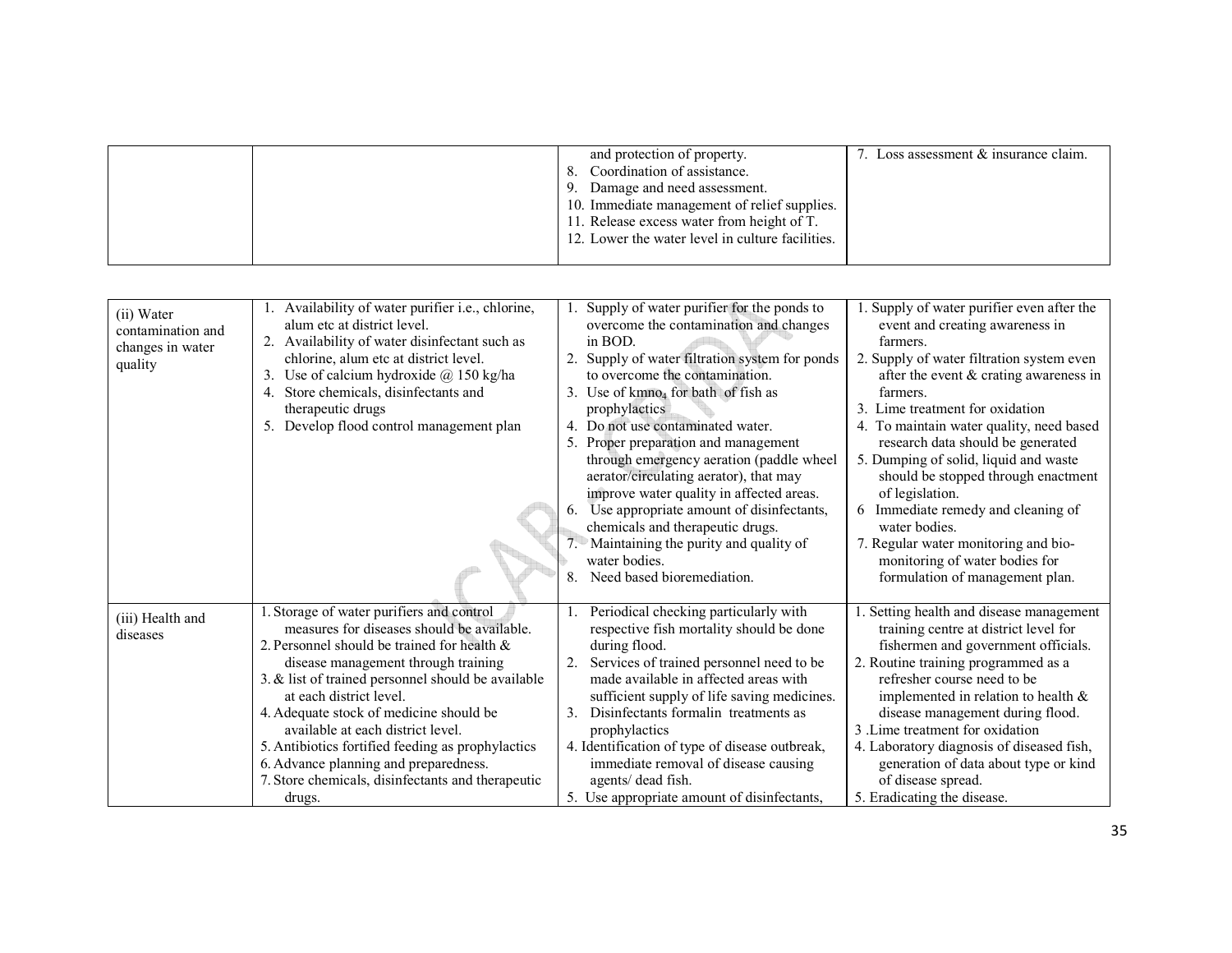| | | and protection of property.<br>8. Coordination of assistance.<br>9. Damage and need assessment.<br>10. Immediate management of relief supplies.<br>11. Release excess water from height of T.<br>12. Lower the water level in culture facilities. | 7. Loss assessment & insurance claim. |
|---|---|---|---|
| (ii) Water contamination and changes in water quality | 1. Availability of water purifier i.e., chlorine, alum etc at district level.<br>2. Availability of water disinfectant such as chlorine, alum etc at district level.<br>3. Use of calcium hydroxide @ 150 kg/ha<br>4. Store chemicals, disinfectants and therapeutic drugs<br>5. Develop flood control management plan | 1. Supply of water purifier for the ponds to overcome the contamination and changes in BOD.<br>2. Supply of water filtration system for ponds to overcome the contamination.<br>3. Use of $kmno_4$ for bath of fish as prophylactics<br>4. Do not use contaminated water.<br>5. Proper preparation and management through emergency aeration (paddle wheel aerator/circulating aerator), that may improve water quality in affected areas.<br>6. Use appropriate amount of disinfectants, chemicals and therapeutic drugs.<br>7. Maintaining the purity and quality of water bodies.<br>8. Need based bioremediation. | 1. Supply of water purifier even after the event and creating awareness in farmers.<br>2. Supply of water filtration system even after the event & crating awareness in farmers.<br>3. Lime treatment for oxidation<br>4. To maintain water quality, need based research data should be generated<br>5. Dumping of solid, liquid and waste should be stopped through enactment of legislation.<br>6 Immediate remedy and cleaning of water bodies.<br>7. Regular water monitoring and bio-monitoring of water bodies for formulation of management plan. |
| (iii) Health and diseases | 1. Storage of water purifiers and control measures for diseases should be available.<br>2. Personnel should be trained for health & disease management through training<br>3. & list of trained personnel should be available at each district level.<br>4. Adequate stock of medicine should be available at each district level.<br>5. Antibiotics fortified feeding as prophylactics<br>6. Advance planning and preparedness.<br>7. Store chemicals, disinfectants and therapeutic drugs. | 1. Periodical checking particularly with respective fish mortality should be done during flood.<br>2. Services of trained personnel need to be made available in affected areas with sufficient supply of life saving medicines.<br>3. Disinfectants formalin treatments as prophylactics<br>4. Identification of type of disease outbreak, immediate removal of disease causing agents/ dead fish.<br>5. Use appropriate amount of disinfectants, | 1. Setting health and disease management training centre at district level for fishermen and government officials.<br>2. Routine training programmed as a refresher course need to be implemented in relation to health & disease management during flood.<br>3 .Lime treatment for oxidation<br>4. Laboratory diagnosis of diseased fish, generation of data about type or kind of disease spread.<br>5. Eradicating the disease. |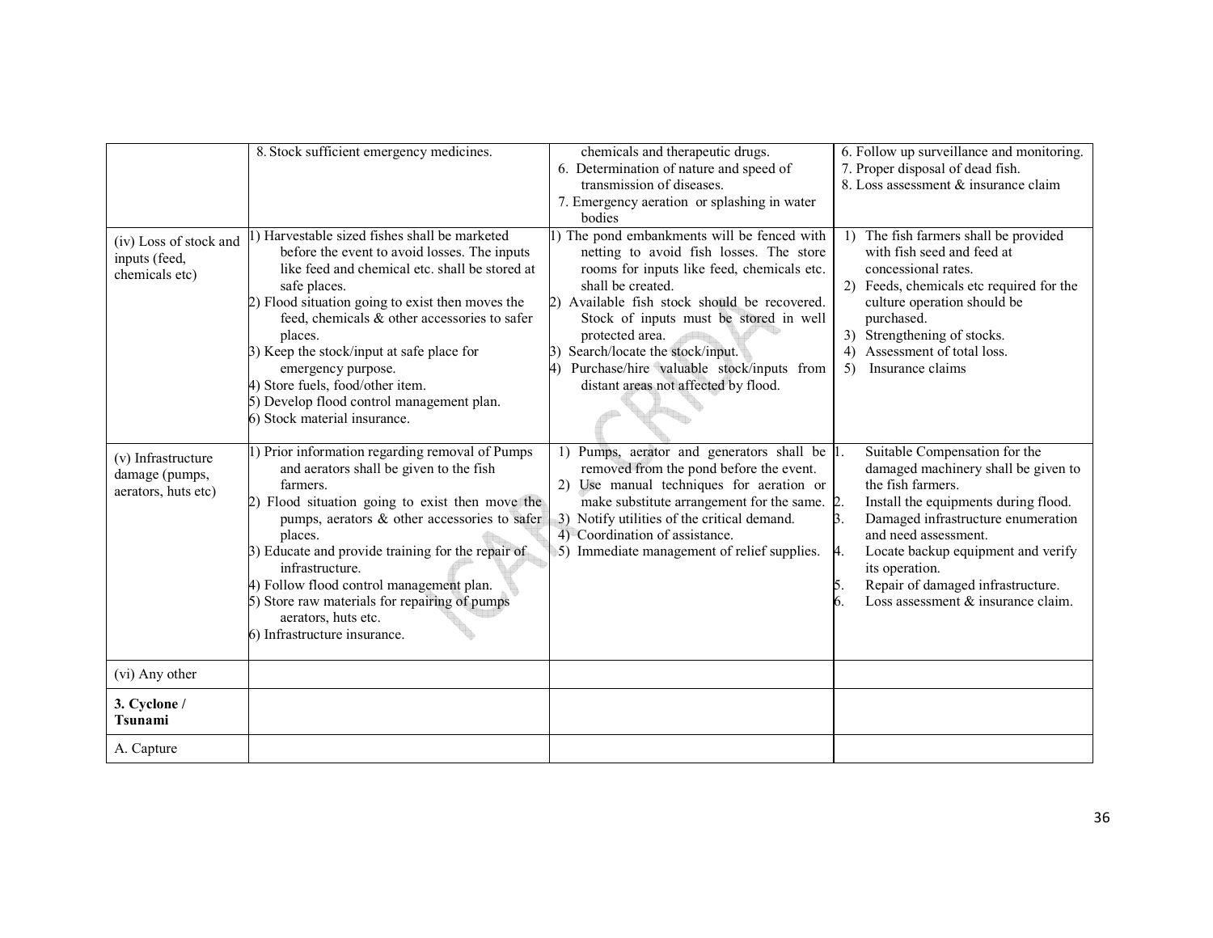|  |  |  |  |
|---|---|---|---|
|  | 8. Stock sufficient emergency medicines. | chemicals and therapeutic drugs.<br>6. Determination of nature and speed of transmission of diseases.<br>7. Emergency aeration or splashing in water bodies | 6. Follow up surveillance and monitoring.<br>7. Proper disposal of dead fish.<br>8. Loss assessment & insurance claim |
| (iv) Loss of stock and inputs (feed, chemicals etc) | 1) Harvestable sized fishes shall be marketed before the event to avoid losses. The inputs like feed and chemical etc. shall be stored at safe places.<br>2) Flood situation going to exist then moves the feed, chemicals & other accessories to safer places.<br>3) Keep the stock/input at safe place for emergency purpose.<br>4) Store fuels, food/other item.<br>5) Develop flood control management plan.<br>6) Stock material insurance. | 1) The pond embankments will be fenced with netting to avoid fish losses. The store rooms for inputs like feed, chemicals etc. shall be created.<br>2) Available fish stock should be recovered. Stock of inputs must be stored in well protected area.<br>3) Search/locate the stock/input.<br>4) Purchase/hire valuable stock/inputs from distant areas not affected by flood. | 1) The fish farmers shall be provided with fish seed and feed at concessional rates.<br>2) Feeds, chemicals etc required for the culture operation should be purchased.<br>3) Strengthening of stocks.<br>4) Assessment of total loss.<br>5) Insurance claims |
| (v) Infrastructure damage (pumps, aerators, huts etc) | 1) Prior information regarding removal of Pumps and aerators shall be given to the fish farmers.<br>2) Flood situation going to exist then move the pumps, aerators & other accessories to safer places.<br>3) Educate and provide training for the repair of infrastructure.<br>4) Follow flood control management plan.<br>5) Store raw materials for repairing of pumps aerators, huts etc.<br>6) Infrastructure insurance. | 1) Pumps, aerator and generators shall be removed from the pond before the event.<br>2) Use manual techniques for aeration or make substitute arrangement for the same.<br>3) Notify utilities of the critical demand.<br>4) Coordination of assistance.<br>5) Immediate management of relief supplies. | 1. Suitable Compensation for the damaged machinery shall be given to the fish farmers.<br>2. Install the equipments during flood.<br>3. Damaged infrastructure enumeration and need assessment.<br>4. Locate backup equipment and verify its operation.<br>5. Repair of damaged infrastructure.<br>6. Loss assessment & insurance claim. |
| (vi) Any other |  |  |  |
| **3. Cyclone / Tsunami** |  |  |  |
| A. Capture |  |  |  |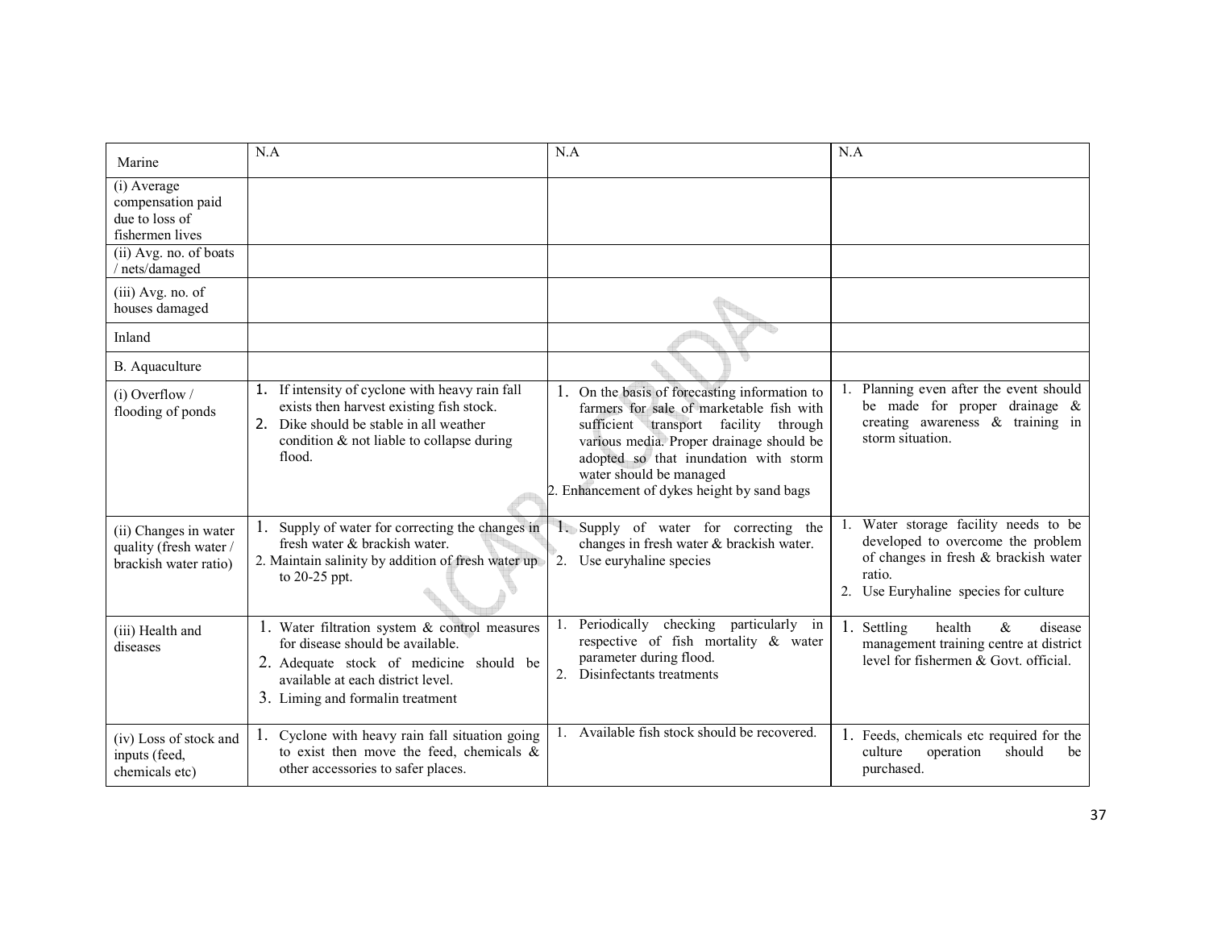| Marine | N.A | N.A | N.A |
|---|---|---|---|
| (i) Average compensation paid due to loss of fishermen lives | | | |
| (ii) Avg. no. of boats / nets/damaged | | | |
| (iii) Avg. no. of houses damaged | | | |
| Inland | | | |
| B. Aquaculture | | | |
| (i) Overflow / flooding of ponds | 1. If intensity of cyclone with heavy rain fall exists then harvest existing fish stock.<br>2. Dike should be stable in all weather condition & not liable to collapse during flood. | 1. On the basis of forecasting information to farmers for sale of marketable fish with sufficient transport facility through various media. Proper drainage should be adopted so that inundation with storm water should be managed<br>2. Enhancement of dykes height by sand bags | 1. Planning even after the event should be made for proper drainage & creating awareness & training in storm situation. |
| (ii) Changes in water quality (fresh water / brackish water ratio) | 1. Supply of water for correcting the changes in fresh water & brackish water.<br>2. Maintain salinity by addition of fresh water up to 20-25 ppt. | 1. Supply of water for correcting the changes in fresh water & brackish water.<br>2. Use euryhaline species | 1. Water storage facility needs to be developed to overcome the problem of changes in fresh & brackish water ratio.<br>2. Use Euryhaline species for culture |
| (iii) Health and diseases | 1. Water filtration system & control measures for disease should be available.<br>2. Adequate stock of medicine should be available at each district level.<br>3. Liming and formalin treatment | 1. Periodically checking particularly in respective of fish mortality & water parameter during flood.<br>2. Disinfectants treatments | 1. Settling health & disease management training centre at district level for fishermen & Govt. official. |
| (iv) Loss of stock and inputs (feed, chemicals etc) | 1. Cyclone with heavy rain fall situation going to exist then move the feed, chemicals & other accessories to safer places. | 1. Available fish stock should be recovered. | 1. Feeds, chemicals etc required for the culture operation should be purchased. |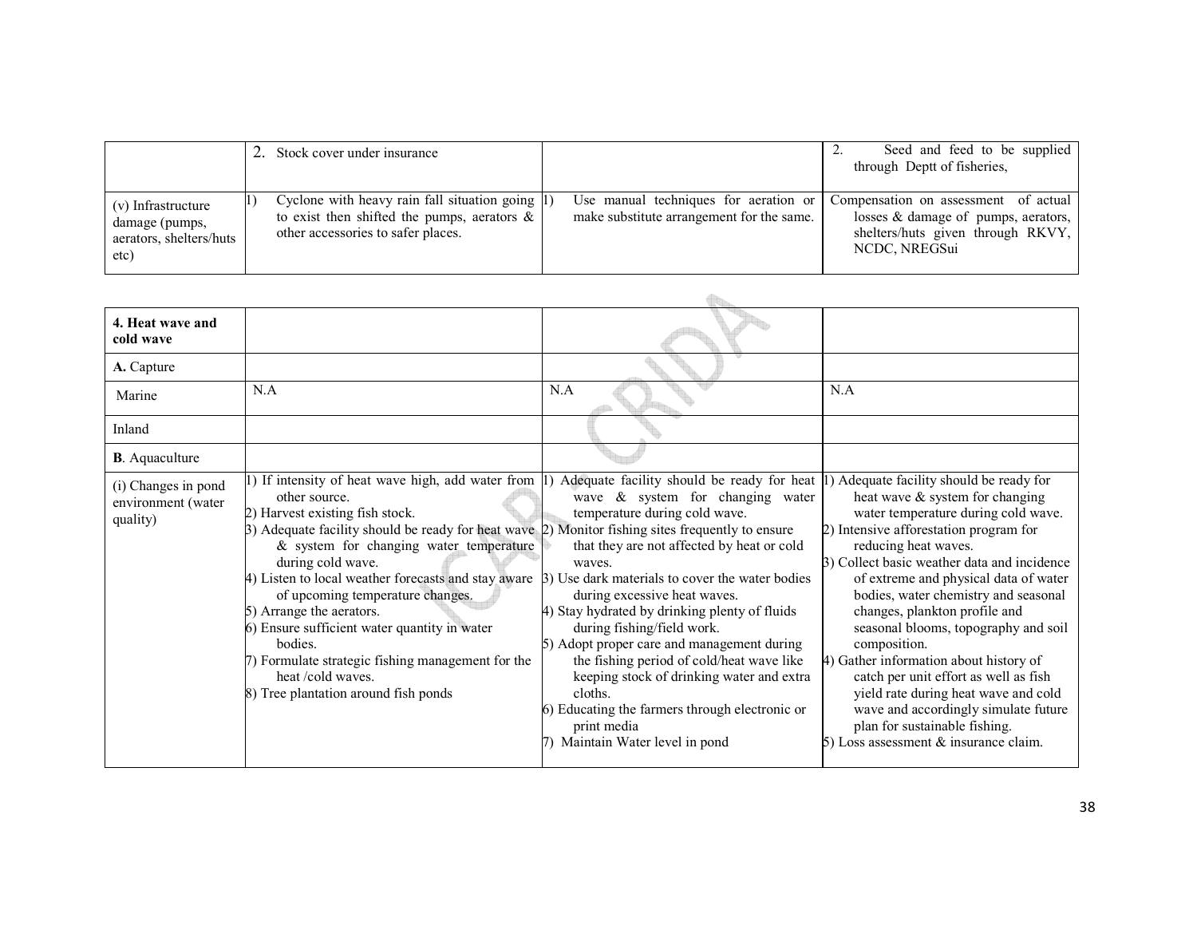| | | | |
|---|---|---|---|
| | 2. Stock cover under insurance | | 2. Seed and feed to be supplied through Deptt of fisheries, |
| (v) Infrastructure damage (pumps, aerators, shelters/huts etc) | 1) Cyclone with heavy rain fall situation going to exist then shifted the pumps, aerators & other accessories to safer places. | 1) Use manual techniques for aeration or make substitute arrangement for the same. | Compensation on assessment of actual losses & damage of pumps, aerators, shelters/huts given through RKVY, NCDC, NREGSui |

| | | | |
|---|---|---|---|
| **4. Heat wave and cold wave** | | | |
| **A.** Capture | | | |
| Marine | N.A | N.A | N.A |
| Inland | | | |
| **B**. Aquaculture | | | |
| (i) Changes in pond environment (water quality) | 1) If intensity of heat wave high, add water from other source.<br>2) Harvest existing fish stock.<br>3) Adequate facility should be ready for heat wave & system for changing water temperature during cold wave.<br>4) Listen to local weather forecasts and stay aware of upcoming temperature changes.<br>5) Arrange the aerators.<br>6) Ensure sufficient water quantity in water bodies.<br>7) Formulate strategic fishing management for the heat /cold waves.<br>8) Tree plantation around fish ponds | 1) Adequate facility should be ready for heat wave & system for changing water temperature during cold wave.<br>2) Monitor fishing sites frequently to ensure that they are not affected by heat or cold waves.<br>3) Use dark materials to cover the water bodies during excessive heat waves.<br>4) Stay hydrated by drinking plenty of fluids during fishing/field work.<br>5) Adopt proper care and management during the fishing period of cold/heat wave like keeping stock of drinking water and extra cloths.<br>6) Educating the farmers through electronic or print media<br>7) Maintain Water level in pond | 1) Adequate facility should be ready for heat wave & system for changing water temperature during cold wave.<br>2) Intensive afforestation program for reducing heat waves.<br>3) Collect basic weather data and incidence of extreme and physical data of water bodies, water chemistry and seasonal changes, plankton profile and seasonal blooms, topography and soil composition.<br>4) Gather information about history of catch per unit effort as well as fish yield rate during heat wave and cold wave and accordingly simulate future plan for sustainable fishing.<br>5) Loss assessment & insurance claim. |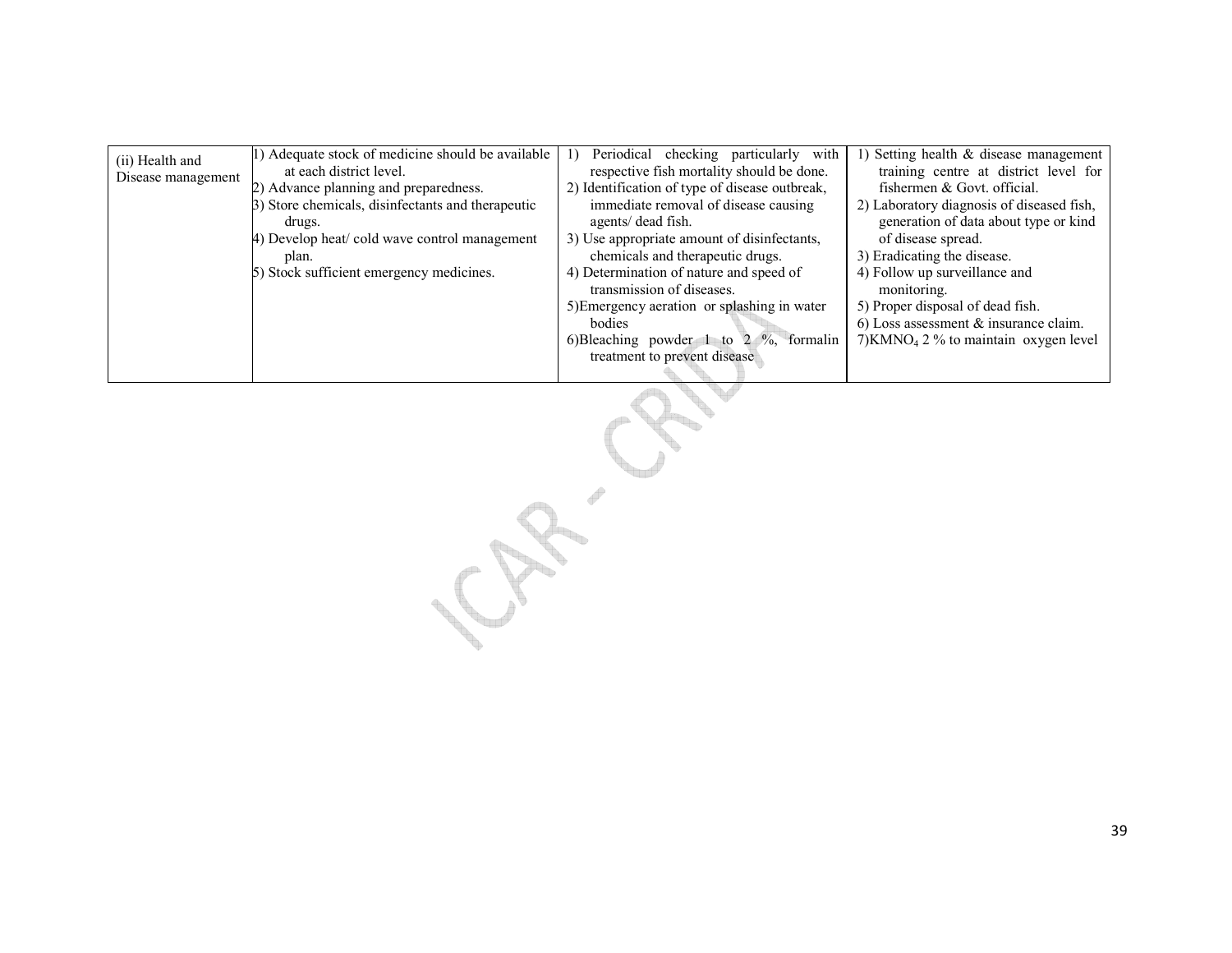| | | | |
|---|---|---|---|
| (ii) Health and Disease management | 1) Adequate stock of medicine should be available at each district level.<br>2) Advance planning and preparedness.<br>3) Store chemicals, disinfectants and therapeutic drugs.<br>4) Develop heat/ cold wave control management plan.<br>5) Stock sufficient emergency medicines. | 1) Periodical checking particularly with respective fish mortality should be done.<br>2) Identification of type of disease outbreak, immediate removal of disease causing agents/ dead fish.<br>3) Use appropriate amount of disinfectants, chemicals and therapeutic drugs.<br>4) Determination of nature and speed of transmission of diseases.<br>5)Emergency aeration or splashing in water bodies<br>6)Bleaching powder 1 to 2 %, formalin treatment to prevent disease | 1) Setting health & disease management training centre at district level for fishermen & Govt. official.<br>2) Laboratory diagnosis of diseased fish, generation of data about type or kind of disease spread.<br>3) Eradicating the disease.<br>4) Follow up surveillance and monitoring.<br>5) Proper disposal of dead fish.<br>6) Loss assessment & insurance claim.<br>7)$KMNO_4$ 2 % to maintain oxygen level |